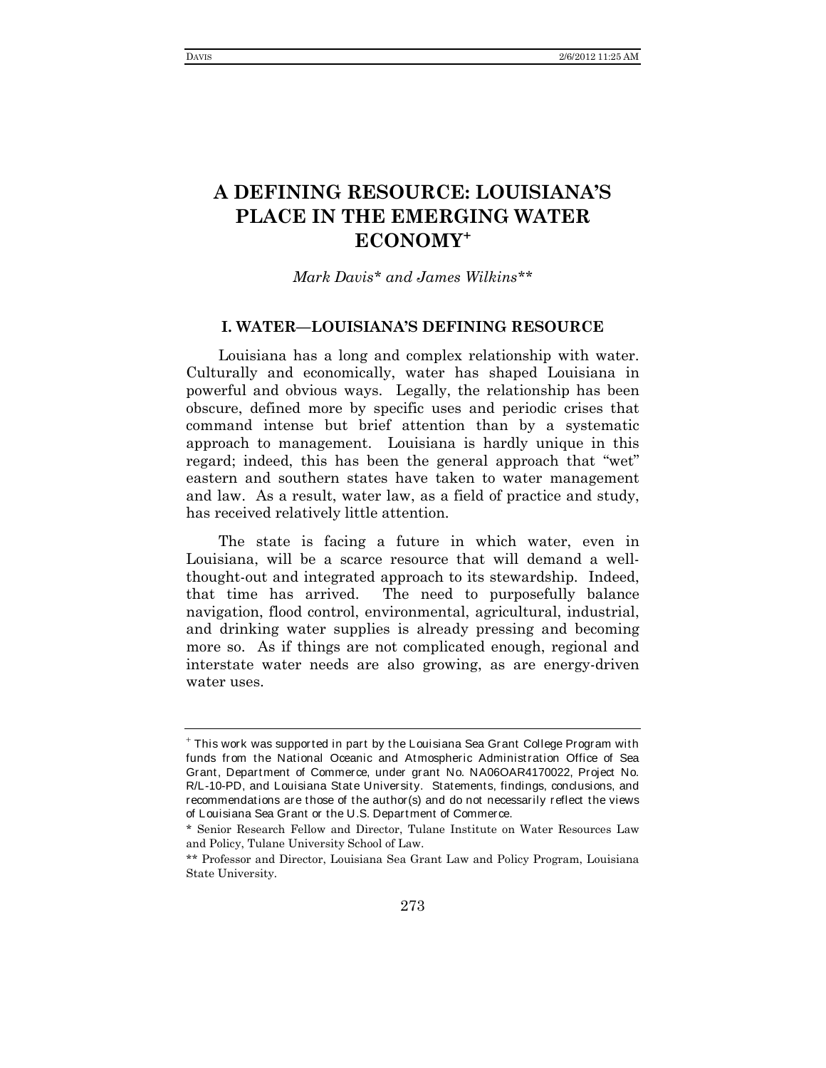# A DEFINING RESOURCE: LOUISIANA'S PLACE IN THE EMERGING WATER ECONOMY[+]

*Mark Davis\* and James Wilkins\*\**

## I. WATER—LOUISIANA'S DEFINING RESOURCE

Louisiana has a long and complex relationship with water. Culturally and economically, water has shaped Louisiana in powerful and obvious ways. Legally, the relationship has been obscure, defined more by specific uses and periodic crises that command intense but brief attention than by a systematic approach to management. Louisiana is hardly unique in this regard; indeed, this has been the general approach that "wet" eastern and southern states have taken to water management and law. As a result, water law, as a field of practice and study, has received relatively little attention.

The state is facing a future in which water, even in Louisiana, will be a scarce resource that will demand a well-thought-out and integrated approach to its stewardship. Indeed, that time has arrived. The need to purposefully balance navigation, flood control, environmental, agricultural, industrial, and drinking water supplies is already pressing and becoming more so. As if things are not complicated enough, regional and interstate water needs are also growing, as are energy-driven water uses.

---

[+] This work was supported in part by the Louisiana Sea Grant College Program with funds from the National Oceanic and Atmospheric Administration Office of Sea Grant, Department of Commerce, under grant No. NA06OAR4170022, Project No. R/L-10-PD, and Louisiana State University. Statements, findings, conclusions, and recommendations are those of the author(s) and do not necessarily reflect the views of Louisiana Sea Grant or the U.S. Department of Commerce.

\* Senior Research Fellow and Director, Tulane Institute on Water Resources Law and Policy, Tulane University School of Law.

\*\* Professor and Director, Louisiana Sea Grant Law and Policy Program, Louisiana State University.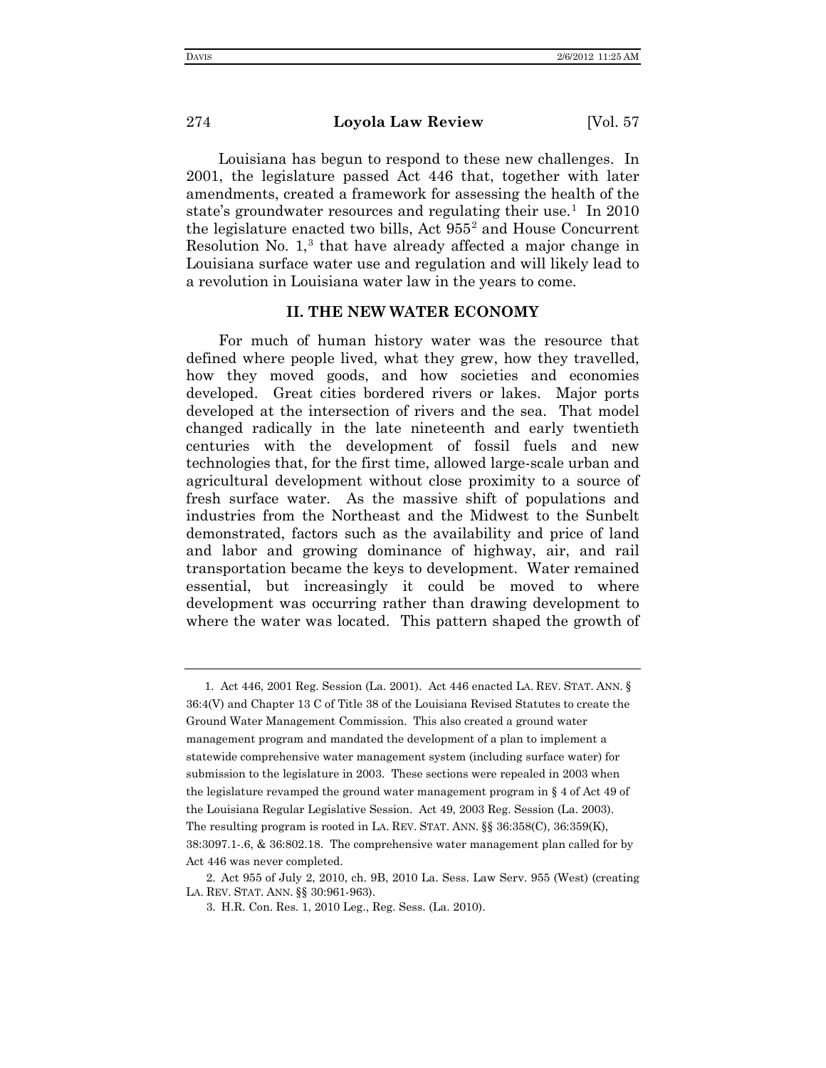Louisiana has begun to respond to these new challenges. In 2001, the legislature passed Act 446 that, together with later amendments, created a framework for assessing the health of the state's groundwater resources and regulating their use.[1] In 2010 the legislature enacted two bills, Act 955[2] and House Concurrent Resolution No. 1,[3] that have already affected a major change in Louisiana surface water use and regulation and will likely lead to a revolution in Louisiana water law in the years to come.

## II. THE NEW WATER ECONOMY

For much of human history water was the resource that defined where people lived, what they grew, how they travelled, how they moved goods, and how societies and economies developed. Great cities bordered rivers or lakes. Major ports developed at the intersection of rivers and the sea. That model changed radically in the late nineteenth and early twentieth centuries with the development of fossil fuels and new technologies that, for the first time, allowed large-scale urban and agricultural development without close proximity to a source of fresh surface water. As the massive shift of populations and industries from the Northeast and the Midwest to the Sunbelt demonstrated, factors such as the availability and price of land and labor and growing dominance of highway, air, and rail transportation became the keys to development. Water remained essential, but increasingly it could be moved to where development was occurring rather than drawing development to where the water was located. This pattern shaped the growth of

---

1. Act 446, 2001 Reg. Session (La. 2001). Act 446 enacted LA. REV. STAT. ANN. § 36:4(V) and Chapter 13 C of Title 38 of the Louisiana Revised Statutes to create the Ground Water Management Commission. This also created a ground water management program and mandated the development of a plan to implement a statewide comprehensive water management system (including surface water) for submission to the legislature in 2003. These sections were repealed in 2003 when the legislature revamped the ground water management program in § 4 of Act 49 of the Louisiana Regular Legislative Session. Act 49, 2003 Reg. Session (La. 2003). The resulting program is rooted in LA. REV. STAT. ANN. §§ 36:358(C), 36:359(K), 38:3097.1-.6, & 36:802.18. The comprehensive water management plan called for by Act 446 was never completed.

2. Act 955 of July 2, 2010, ch. 9B, 2010 La. Sess. Law Serv. 955 (West) (creating LA. REV. STAT. ANN. §§ 30:961-963).

3. H.R. Con. Res. 1, 2010 Leg., Reg. Sess. (La. 2010).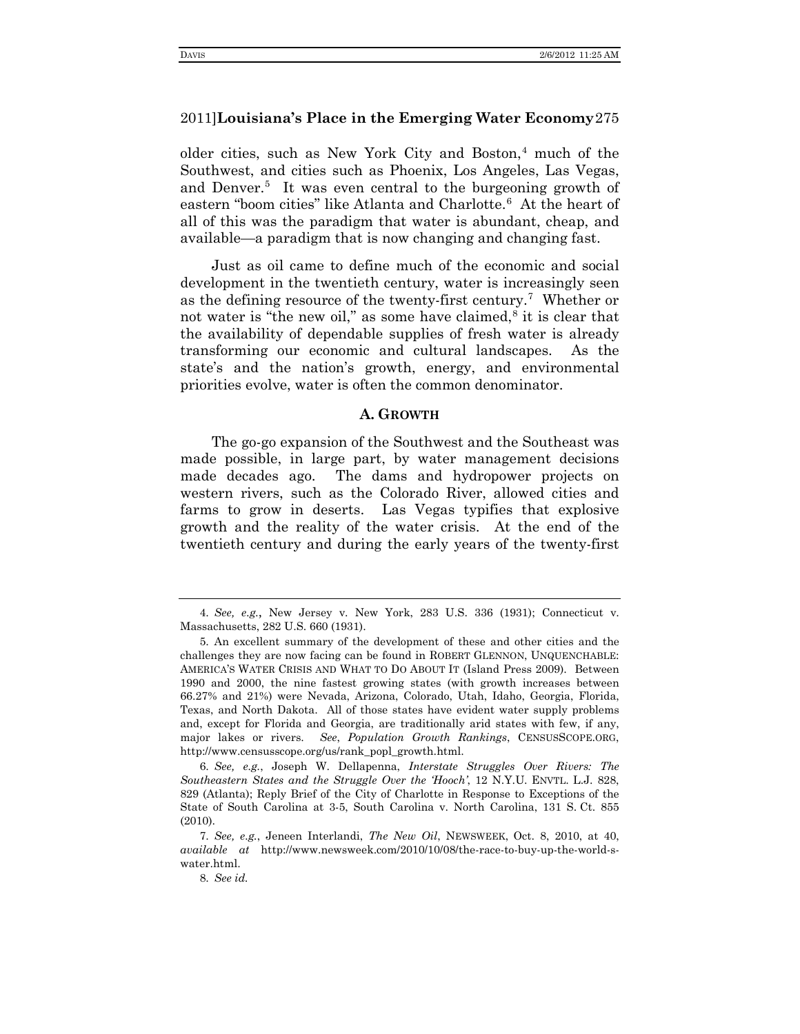older cities, such as New York City and Boston,[4] much of the Southwest, and cities such as Phoenix, Los Angeles, Las Vegas, and Denver.[5] It was even central to the burgeoning growth of eastern "boom cities" like Atlanta and Charlotte.[6] At the heart of all of this was the paradigm that water is abundant, cheap, and available—a paradigm that is now changing and changing fast.

Just as oil came to define much of the economic and social development in the twentieth century, water is increasingly seen as the defining resource of the twenty-first century.[7] Whether or not water is "the new oil," as some have claimed,[8] it is clear that the availability of dependable supplies of fresh water is already transforming our economic and cultural landscapes. As the state's and the nation's growth, energy, and environmental priorities evolve, water is often the common denominator.

### A. GROWTH

The go-go expansion of the Southwest and the Southeast was made possible, in large part, by water management decisions made decades ago. The dams and hydropower projects on western rivers, such as the Colorado River, allowed cities and farms to grow in deserts. Las Vegas typifies that explosive growth and the reality of the water crisis. At the end of the twentieth century and during the early years of the twenty-first

---

4. *See, e.g.*, New Jersey v. New York, 283 U.S. 336 (1931); Connecticut v. Massachusetts, 282 U.S. 660 (1931).

5. An excellent summary of the development of these and other cities and the challenges they are now facing can be found in ROBERT GLENNON, UNQUENCHABLE: AMERICA'S WATER CRISIS AND WHAT TO DO ABOUT IT (Island Press 2009). Between 1990 and 2000, the nine fastest growing states (with growth increases between 66.27% and 21%) were Nevada, Arizona, Colorado, Utah, Idaho, Georgia, Florida, Texas, and North Dakota. All of those states have evident water supply problems and, except for Florida and Georgia, are traditionally arid states with few, if any, major lakes or rivers. *See*, *Population Growth Rankings*, CENSUSSCOPE.ORG, http://www.censusscope.org/us/rank_popl_growth.html.

6. *See, e.g.*, Joseph W. Dellapenna, *Interstate Struggles Over Rivers: The Southeastern States and the Struggle Over the 'Hooch'*, 12 N.Y.U. ENVTL. L.J. 828, 829 (Atlanta); Reply Brief of the City of Charlotte in Response to Exceptions of the State of South Carolina at 3-5, South Carolina v. North Carolina, 131 S. Ct. 855 (2010).

7. *See, e.g.*, Jeneen Interlandi, *The New Oil*, NEWSWEEK, Oct. 8, 2010, at 40, *available at* http://www.newsweek.com/2010/10/08/the-race-to-buy-up-the-world-s-water.html.

8. *See id.*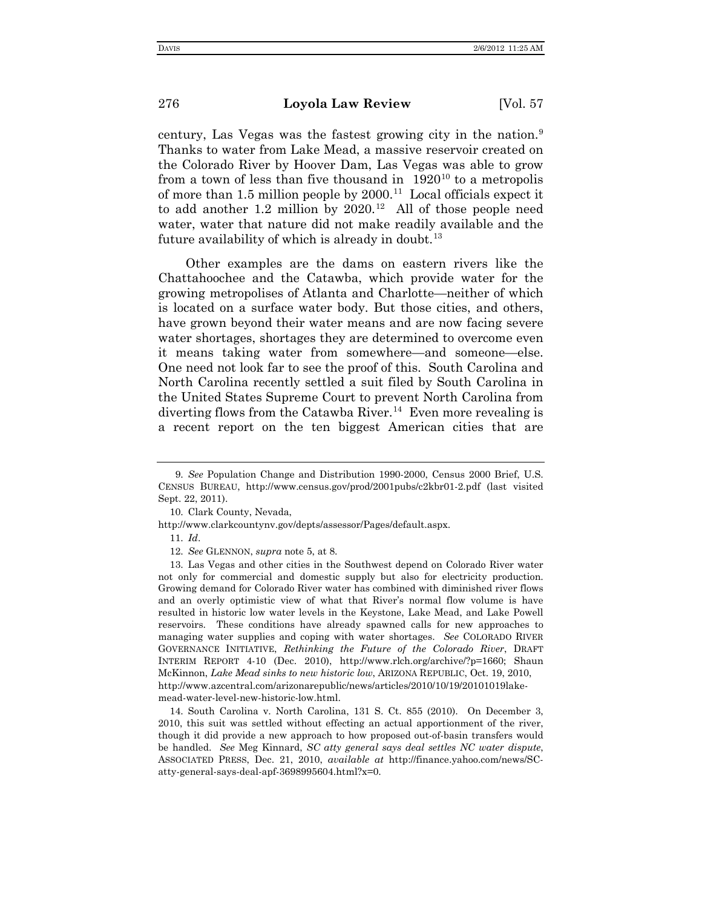century, Las Vegas was the fastest growing city in the nation.[9] Thanks to water from Lake Mead, a massive reservoir created on the Colorado River by Hoover Dam, Las Vegas was able to grow from a town of less than five thousand in 1920[10] to a metropolis of more than 1.5 million people by 2000.[11] Local officials expect it to add another 1.2 million by 2020.[12] All of those people need water, water that nature did not make readily available and the future availability of which is already in doubt.[13]

Other examples are the dams on eastern rivers like the Chattahoochee and the Catawba, which provide water for the growing metropolises of Atlanta and Charlotte—neither of which is located on a surface water body. But those cities, and others, have grown beyond their water means and are now facing severe water shortages, shortages they are determined to overcome even it means taking water from somewhere—and someone—else. One need not look far to see the proof of this. South Carolina and North Carolina recently settled a suit filed by South Carolina in the United States Supreme Court to prevent North Carolina from diverting flows from the Catawba River.[14] Even more revealing is a recent report on the ten biggest American cities that are

---

9. *See* Population Change and Distribution 1990-2000, Census 2000 Brief, U.S. CENSUS BUREAU, http://www.census.gov/prod/2001pubs/c2kbr01-2.pdf (last visited Sept. 22, 2011).

10. Clark County, Nevada, http://www.clarkcountynv.gov/depts/assessor/Pages/default.aspx.

11. *Id*.

12. *See* GLENNON, *supra* note 5, at 8.

13. Las Vegas and other cities in the Southwest depend on Colorado River water not only for commercial and domestic supply but also for electricity production. Growing demand for Colorado River water has combined with diminished river flows and an overly optimistic view of what that River's normal flow volume is have resulted in historic low water levels in the Keystone, Lake Mead, and Lake Powell reservoirs. These conditions have already spawned calls for new approaches to managing water supplies and coping with water shortages. *See* COLORADO RIVER GOVERNANCE INITIATIVE, *Rethinking the Future of the Colorado River*, DRAFT INTERIM REPORT 4-10 (Dec. 2010), http://www.rlch.org/archive/?p=1660; Shaun McKinnon, *Lake Mead sinks to new historic low*, ARIZONA REPUBLIC, Oct. 19, 2010, http://www.azcentral.com/arizonarepublic/news/articles/2010/10/19/20101019lake-mead-water-level-new-historic-low.html.

14. South Carolina v. North Carolina, 131 S. Ct. 855 (2010). On December 3, 2010, this suit was settled without effecting an actual apportionment of the river, though it did provide a new approach to how proposed out-of-basin transfers would be handled. *See* Meg Kinnard, *SC atty general says deal settles NC water dispute*, ASSOCIATED PRESS, Dec. 21, 2010, *available at* http://finance.yahoo.com/news/SC-atty-general-says-deal-apf-3698995604.html?x=0.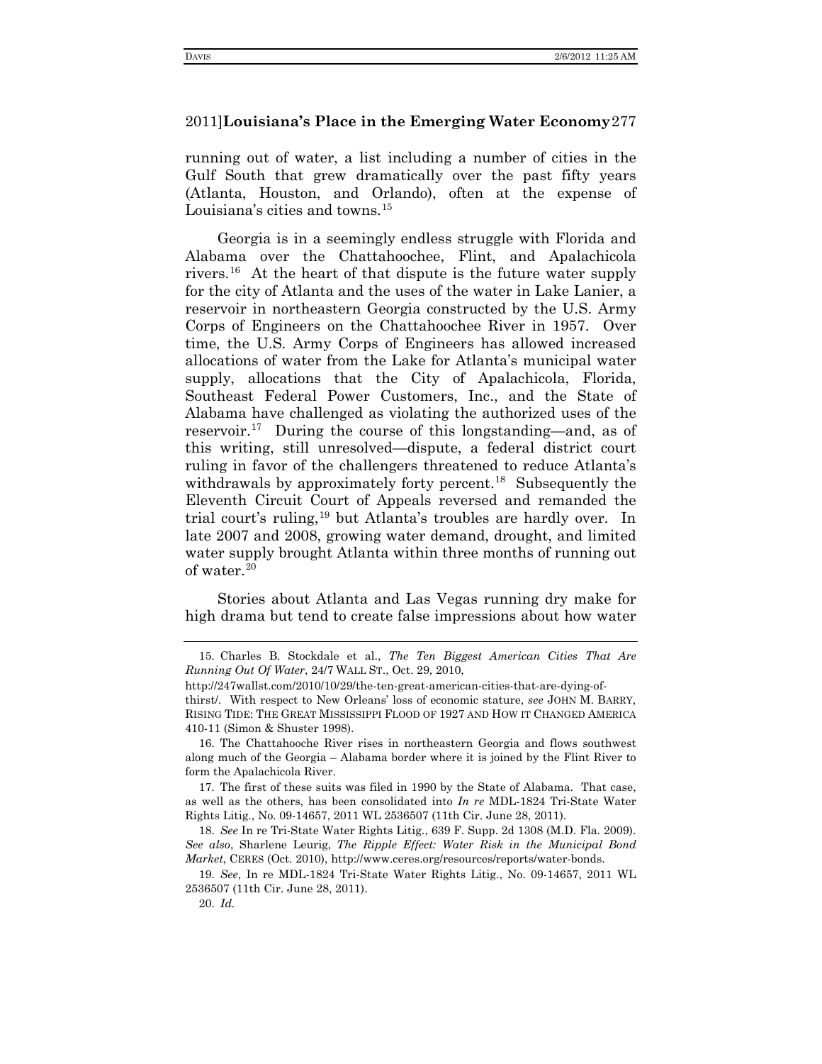running out of water, a list including a number of cities in the Gulf South that grew dramatically over the past fifty years (Atlanta, Houston, and Orlando), often at the expense of Louisiana's cities and towns.[15]

Georgia is in a seemingly endless struggle with Florida and Alabama over the Chattahoochee, Flint, and Apalachicola rivers.[16] At the heart of that dispute is the future water supply for the city of Atlanta and the uses of the water in Lake Lanier, a reservoir in northeastern Georgia constructed by the U.S. Army Corps of Engineers on the Chattahoochee River in 1957. Over time, the U.S. Army Corps of Engineers has allowed increased allocations of water from the Lake for Atlanta's municipal water supply, allocations that the City of Apalachicola, Florida, Southeast Federal Power Customers, Inc., and the State of Alabama have challenged as violating the authorized uses of the reservoir.[17] During the course of this longstanding—and, as of this writing, still unresolved—dispute, a federal district court ruling in favor of the challengers threatened to reduce Atlanta's withdrawals by approximately forty percent.[18] Subsequently the Eleventh Circuit Court of Appeals reversed and remanded the trial court's ruling,[19] but Atlanta's troubles are hardly over. In late 2007 and 2008, growing water demand, drought, and limited water supply brought Atlanta within three months of running out of water.[20]

Stories about Atlanta and Las Vegas running dry make for high drama but tend to create false impressions about how water

---

15. Charles B. Stockdale et al., *The Ten Biggest American Cities That Are Running Out Of Water*, 24/7 WALL ST., Oct. 29, 2010, http://247wallst.com/2010/10/29/the-ten-great-american-cities-that-are-dying-of-thirst/. With respect to New Orleans' loss of economic stature, *see* JOHN M. BARRY, RISING TIDE: THE GREAT MISSISSIPPI FLOOD OF 1927 AND HOW IT CHANGED AMERICA 410-11 (Simon & Shuster 1998).

16. The Chattahooche River rises in northeastern Georgia and flows southwest along much of the Georgia – Alabama border where it is joined by the Flint River to form the Apalachicola River.

17. The first of these suits was filed in 1990 by the State of Alabama. That case, as well as the others, has been consolidated into *In re* MDL-1824 Tri-State Water Rights Litig., No. 09-14657, 2011 WL 2536507 (11th Cir. June 28, 2011).

18. *See* In re Tri-State Water Rights Litig., 639 F. Supp. 2d 1308 (M.D. Fla. 2009). *See also*, Sharlene Leurig, *The Ripple Effect: Water Risk in the Municipal Bond Market*, CERES (Oct. 2010), http://www.ceres.org/resources/reports/water-bonds.

19. *See*, In re MDL-1824 Tri-State Water Rights Litig., No. 09-14657, 2011 WL 2536507 (11th Cir. June 28, 2011).

20. *Id.*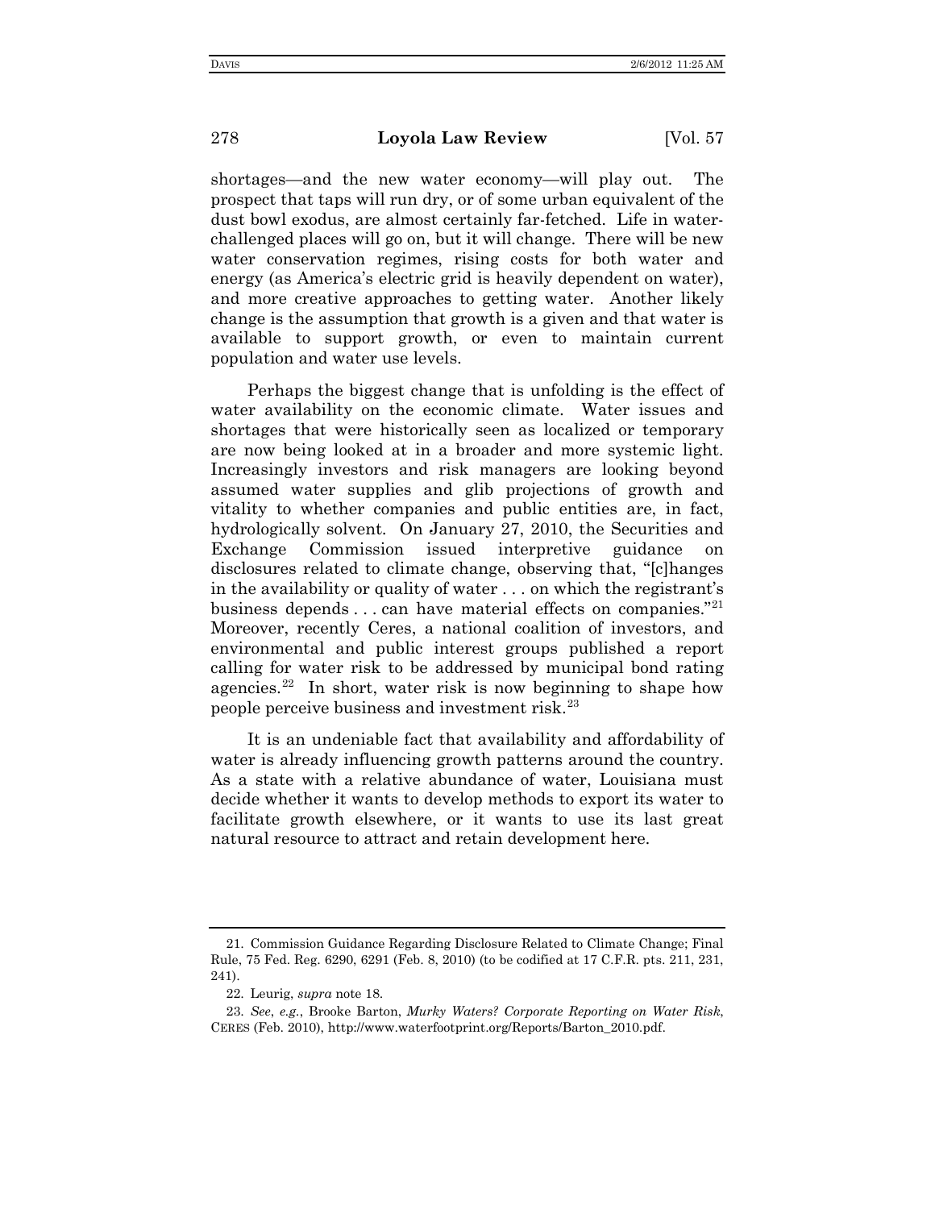shortages—and the new water economy—will play out. The prospect that taps will run dry, or of some urban equivalent of the dust bowl exodus, are almost certainly far-fetched. Life in water-challenged places will go on, but it will change. There will be new water conservation regimes, rising costs for both water and energy (as America's electric grid is heavily dependent on water), and more creative approaches to getting water. Another likely change is the assumption that growth is a given and that water is available to support growth, or even to maintain current population and water use levels.

Perhaps the biggest change that is unfolding is the effect of water availability on the economic climate. Water issues and shortages that were historically seen as localized or temporary are now being looked at in a broader and more systemic light. Increasingly investors and risk managers are looking beyond assumed water supplies and glib projections of growth and vitality to whether companies and public entities are, in fact, hydrologically solvent. On January 27, 2010, the Securities and Exchange Commission issued interpretive guidance on disclosures related to climate change, observing that, "[c]hanges in the availability or quality of water . . . on which the registrant's business depends . . . can have material effects on companies."[21] Moreover, recently Ceres, a national coalition of investors, and environmental and public interest groups published a report calling for water risk to be addressed by municipal bond rating agencies.[22] In short, water risk is now beginning to shape how people perceive business and investment risk.[23]

It is an undeniable fact that availability and affordability of water is already influencing growth patterns around the country. As a state with a relative abundance of water, Louisiana must decide whether it wants to develop methods to export its water to facilitate growth elsewhere, or it wants to use its last great natural resource to attract and retain development here.

---

21. Commission Guidance Regarding Disclosure Related to Climate Change; Final Rule, 75 Fed. Reg. 6290, 6291 (Feb. 8, 2010) (to be codified at 17 C.F.R. pts. 211, 231, 241).

22. Leurig, *supra* note 18.

23. *See*, *e.g.*, Brooke Barton, *Murky Waters? Corporate Reporting on Water Risk*, CERES (Feb. 2010), http://www.waterfootprint.org/Reports/Barton_2010.pdf.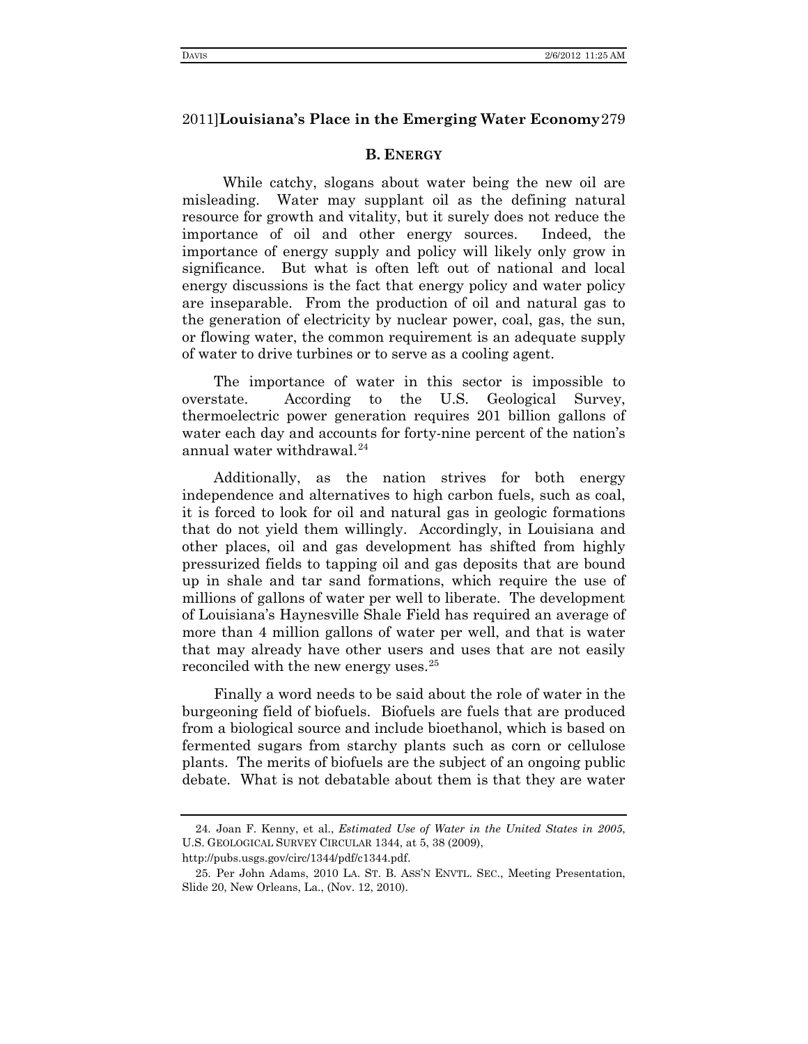## B. ENERGY

While catchy, slogans about water being the new oil are misleading. Water may supplant oil as the defining natural resource for growth and vitality, but it surely does not reduce the importance of oil and other energy sources. Indeed, the importance of energy supply and policy will likely only grow in significance. But what is often left out of national and local energy discussions is the fact that energy policy and water policy are inseparable. From the production of oil and natural gas to the generation of electricity by nuclear power, coal, gas, the sun, or flowing water, the common requirement is an adequate supply of water to drive turbines or to serve as a cooling agent.

The importance of water in this sector is impossible to overstate. According to the U.S. Geological Survey, thermoelectric power generation requires 201 billion gallons of water each day and accounts for forty-nine percent of the nation's annual water withdrawal.[24]

Additionally, as the nation strives for both energy independence and alternatives to high carbon fuels, such as coal, it is forced to look for oil and natural gas in geologic formations that do not yield them willingly. Accordingly, in Louisiana and other places, oil and gas development has shifted from highly pressurized fields to tapping oil and gas deposits that are bound up in shale and tar sand formations, which require the use of millions of gallons of water per well to liberate. The development of Louisiana's Haynesville Shale Field has required an average of more than 4 million gallons of water per well, and that is water that may already have other users and uses that are not easily reconciled with the new energy uses.[25]

Finally a word needs to be said about the role of water in the burgeoning field of biofuels. Biofuels are fuels that are produced from a biological source and include bioethanol, which is based on fermented sugars from starchy plants such as corn or cellulose plants. The merits of biofuels are the subject of an ongoing public debate. What is not debatable about them is that they are water

---

24. Joan F. Kenny, et al., *Estimated Use of Water in the United States in 2005*, U.S. GEOLOGICAL SURVEY CIRCULAR 1344, at 5, 38 (2009), http://pubs.usgs.gov/circ/1344/pdf/c1344.pdf.

25. Per John Adams, 2010 LA. ST. B. ASS'N ENVTL. SEC., Meeting Presentation, Slide 20, New Orleans, La., (Nov. 12, 2010).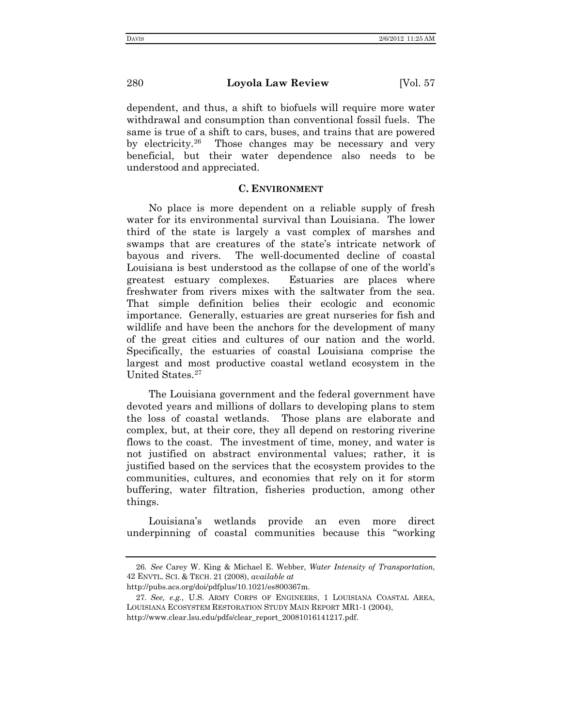dependent, and thus, a shift to biofuels will require more water withdrawal and consumption than conventional fossil fuels. The same is true of a shift to cars, buses, and trains that are powered by electricity.[26] Those changes may be necessary and very beneficial, but their water dependence also needs to be understood and appreciated.

### C. ENVIRONMENT

No place is more dependent on a reliable supply of fresh water for its environmental survival than Louisiana. The lower third of the state is largely a vast complex of marshes and swamps that are creatures of the state's intricate network of bayous and rivers. The well-documented decline of coastal Louisiana is best understood as the collapse of one of the world's greatest estuary complexes. Estuaries are places where freshwater from rivers mixes with the saltwater from the sea. That simple definition belies their ecologic and economic importance. Generally, estuaries are great nurseries for fish and wildlife and have been the anchors for the development of many of the great cities and cultures of our nation and the world. Specifically, the estuaries of coastal Louisiana comprise the largest and most productive coastal wetland ecosystem in the United States.[27]

The Louisiana government and the federal government have devoted years and millions of dollars to developing plans to stem the loss of coastal wetlands. Those plans are elaborate and complex, but, at their core, they all depend on restoring riverine flows to the coast. The investment of time, money, and water is not justified on abstract environmental values; rather, it is justified based on the services that the ecosystem provides to the communities, cultures, and economies that rely on it for storm buffering, water filtration, fisheries production, among other things.

Louisiana's wetlands provide an even more direct underpinning of coastal communities because this "working

---

26. *See* Carey W. King & Michael E. Webber, *Water Intensity of Transportation*, 42 ENVTL. SCI. & TECH. 21 (2008), *available at* http://pubs.acs.org/doi/pdfplus/10.1021/es800367m.

27. *See, e.g.*, U.S. ARMY CORPS OF ENGINEERS, 1 LOUISIANA COASTAL AREA, LOUISIANA ECOSYSTEM RESTORATION STUDY MAIN REPORT MR1-1 (2004), http://www.clear.lsu.edu/pdfs/clear_report_20081016141217.pdf.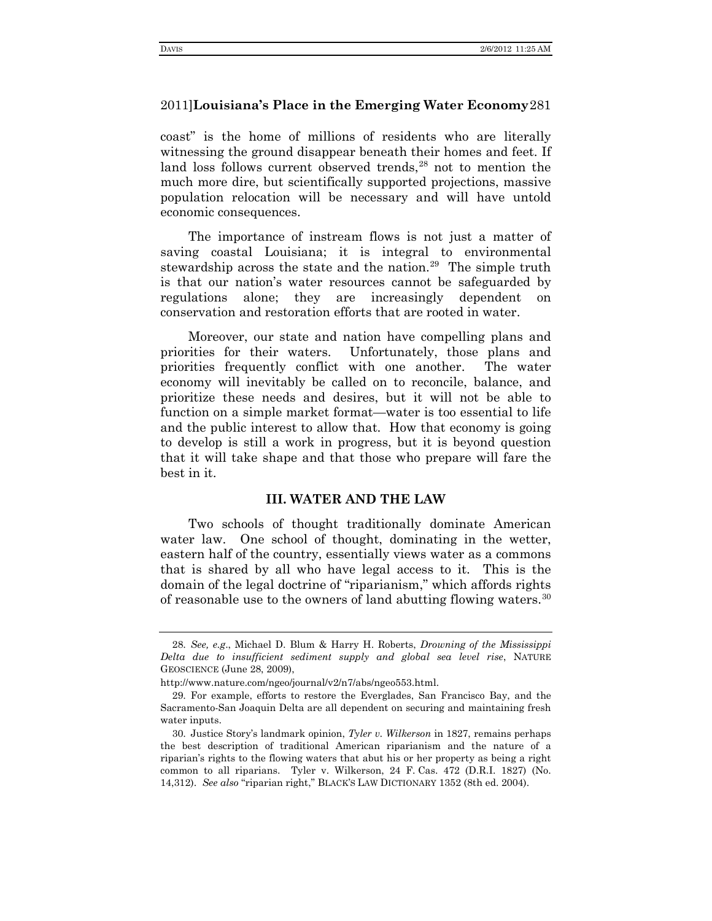coast" is the home of millions of residents who are literally witnessing the ground disappear beneath their homes and feet. If land loss follows current observed trends,[28] not to mention the much more dire, but scientifically supported projections, massive population relocation will be necessary and will have untold economic consequences.

The importance of instream flows is not just a matter of saving coastal Louisiana; it is integral to environmental stewardship across the state and the nation.[29] The simple truth is that our nation's water resources cannot be safeguarded by regulations alone; they are increasingly dependent on conservation and restoration efforts that are rooted in water.

Moreover, our state and nation have compelling plans and priorities for their waters. Unfortunately, those plans and priorities frequently conflict with one another. The water economy will inevitably be called on to reconcile, balance, and prioritize these needs and desires, but it will not be able to function on a simple market format—water is too essential to life and the public interest to allow that. How that economy is going to develop is still a work in progress, but it is beyond question that it will take shape and that those who prepare will fare the best in it.

## III. WATER AND THE LAW

Two schools of thought traditionally dominate American water law. One school of thought, dominating in the wetter, eastern half of the country, essentially views water as a commons that is shared by all who have legal access to it. This is the domain of the legal doctrine of "riparianism," which affords rights of reasonable use to the owners of land abutting flowing waters.[30]

---

28. *See, e.g.*, Michael D. Blum & Harry H. Roberts, *Drowning of the Mississippi Delta due to insufficient sediment supply and global sea level rise*, NATURE GEOSCIENCE (June 28, 2009), http://www.nature.com/ngeo/journal/v2/n7/abs/ngeo553.html.

29. For example, efforts to restore the Everglades, San Francisco Bay, and the Sacramento-San Joaquin Delta are all dependent on securing and maintaining fresh water inputs.

30. Justice Story's landmark opinion, *Tyler v. Wilkerson* in 1827, remains perhaps the best description of traditional American riparianism and the nature of a riparian's rights to the flowing waters that abut his or her property as being a right common to all riparians. Tyler v. Wilkerson, 24 F. Cas. 472 (D.R.I. 1827) (No. 14,312). *See also* "riparian right," BLACK'S LAW DICTIONARY 1352 (8th ed. 2004).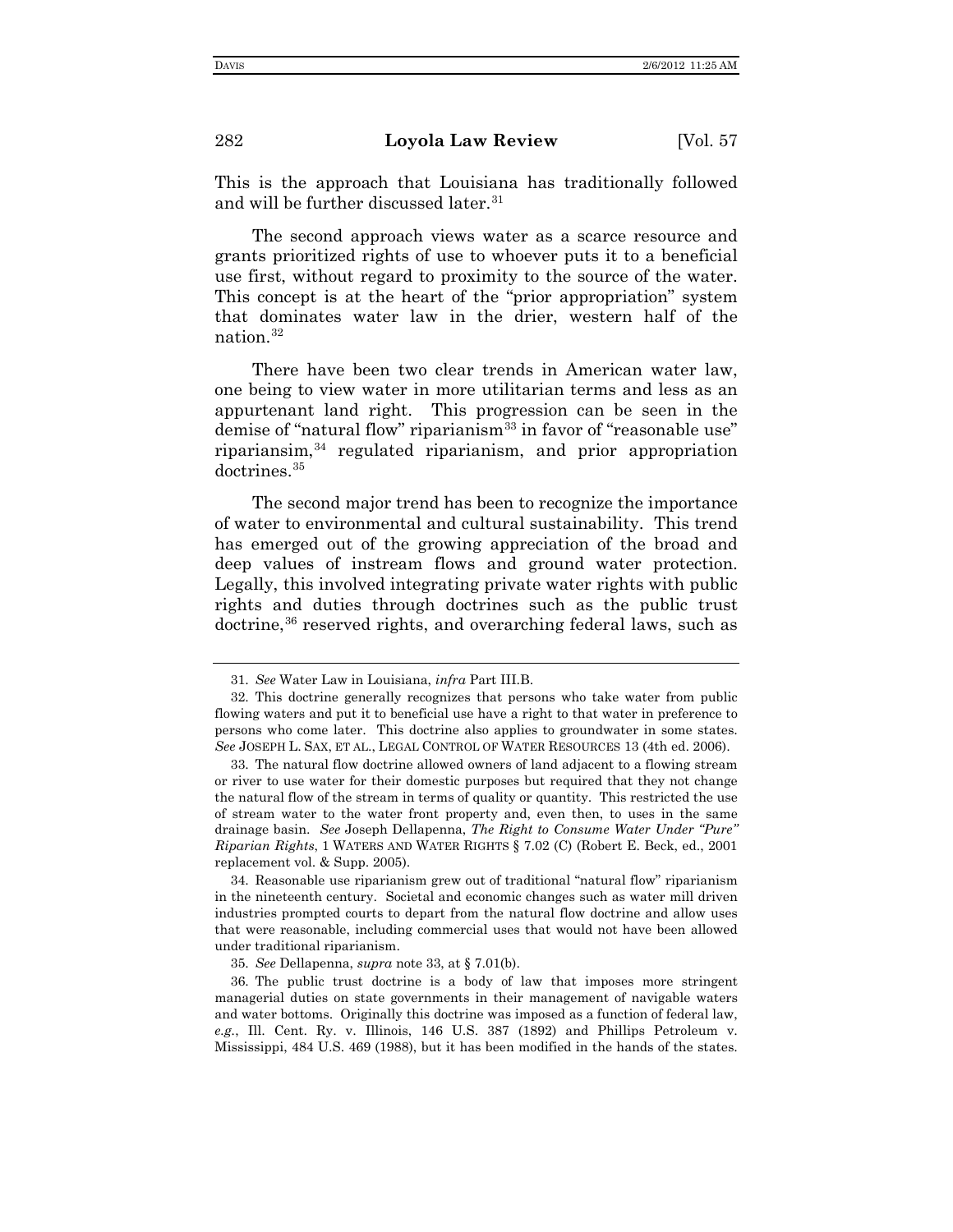This is the approach that Louisiana has traditionally followed and will be further discussed later.[31]

The second approach views water as a scarce resource and grants prioritized rights of use to whoever puts it to a beneficial use first, without regard to proximity to the source of the water. This concept is at the heart of the "prior appropriation" system that dominates water law in the drier, western half of the nation.[32]

There have been two clear trends in American water law, one being to view water in more utilitarian terms and less as an appurtenant land right. This progression can be seen in the demise of "natural flow" riparianism[33] in favor of "reasonable use" ripariansim,[34] regulated riparianism, and prior appropriation doctrines.[35]

The second major trend has been to recognize the importance of water to environmental and cultural sustainability. This trend has emerged out of the growing appreciation of the broad and deep values of instream flows and ground water protection. Legally, this involved integrating private water rights with public rights and duties through doctrines such as the public trust doctrine,[36] reserved rights, and overarching federal laws, such as

---

31. *See* Water Law in Louisiana, *infra* Part III.B.

32. This doctrine generally recognizes that persons who take water from public flowing waters and put it to beneficial use have a right to that water in preference to persons who come later. This doctrine also applies to groundwater in some states. *See* JOSEPH L. SAX, ET AL., LEGAL CONTROL OF WATER RESOURCES 13 (4th ed. 2006).

33. The natural flow doctrine allowed owners of land adjacent to a flowing stream or river to use water for their domestic purposes but required that they not change the natural flow of the stream in terms of quality or quantity. This restricted the use of stream water to the water front property and, even then, to uses in the same drainage basin. *See* Joseph Dellapenna, *The Right to Consume Water Under "Pure" Riparian Rights*, 1 WATERS AND WATER RIGHTS § 7.02 (C) (Robert E. Beck, ed., 2001 replacement vol. & Supp. 2005).

34. Reasonable use riparianism grew out of traditional "natural flow" riparianism in the nineteenth century. Societal and economic changes such as water mill driven industries prompted courts to depart from the natural flow doctrine and allow uses that were reasonable, including commercial uses that would not have been allowed under traditional riparianism.

35. *See* Dellapenna, *supra* note 33, at § 7.01(b).

36. The public trust doctrine is a body of law that imposes more stringent managerial duties on state governments in their management of navigable waters and water bottoms. Originally this doctrine was imposed as a function of federal law, *e.g.*, Ill. Cent. Ry. v. Illinois, 146 U.S. 387 (1892) and Phillips Petroleum v. Mississippi, 484 U.S. 469 (1988), but it has been modified in the hands of the states.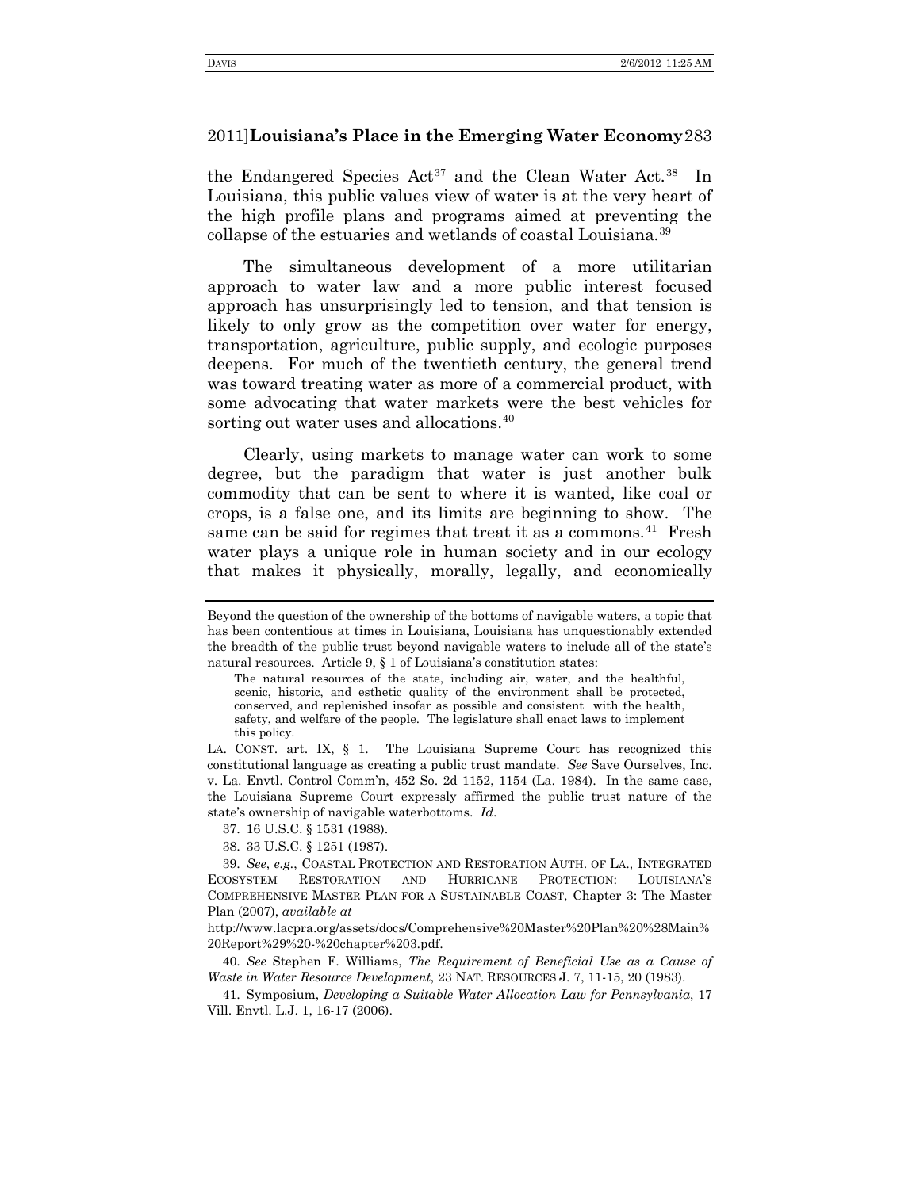the Endangered Species Act[37] and the Clean Water Act.[38] In Louisiana, this public values view of water is at the very heart of the high profile plans and programs aimed at preventing the collapse of the estuaries and wetlands of coastal Louisiana.[39]

The simultaneous development of a more utilitarian approach to water law and a more public interest focused approach has unsurprisingly led to tension, and that tension is likely to only grow as the competition over water for energy, transportation, agriculture, public supply, and ecologic purposes deepens. For much of the twentieth century, the general trend was toward treating water as more of a commercial product, with some advocating that water markets were the best vehicles for sorting out water uses and allocations.[40]

Clearly, using markets to manage water can work to some degree, but the paradigm that water is just another bulk commodity that can be sent to where it is wanted, like coal or crops, is a false one, and its limits are beginning to show. The same can be said for regimes that treat it as a commons.[41] Fresh water plays a unique role in human society and in our ecology that makes it physically, morally, legally, and economically

---

Beyond the question of the ownership of the bottoms of navigable waters, a topic that has been contentious at times in Louisiana, Louisiana has unquestionably extended the breadth of the public trust beyond navigable waters to include all of the state's natural resources. Article 9, § 1 of Louisiana's constitution states:

> The natural resources of the state, including air, water, and the healthful, scenic, historic, and esthetic quality of the environment shall be protected, conserved, and replenished insofar as possible and consistent with the health, safety, and welfare of the people. The legislature shall enact laws to implement this policy.

LA. CONST. art. IX, § 1. The Louisiana Supreme Court has recognized this constitutional language as creating a public trust mandate. *See* Save Ourselves, Inc. v. La. Envtl. Control Comm'n, 452 So. 2d 1152, 1154 (La. 1984). In the same case, the Louisiana Supreme Court expressly affirmed the public trust nature of the state's ownership of navigable waterbottoms. *Id*.

37. 16 U.S.C. § 1531 (1988).

38. 33 U.S.C. § 1251 (1987).

39. *See*, *e.g.*, COASTAL PROTECTION AND RESTORATION AUTH. OF LA., INTEGRATED ECOSYSTEM RESTORATION AND HURRICANE PROTECTION: LOUISIANA'S COMPREHENSIVE MASTER PLAN FOR A SUSTAINABLE COAST, Chapter 3: The Master Plan (2007), *available at* http://www.lacpra.org/assets/docs/Comprehensive%20Master%20Plan%20%28Main%20Report%29%20-%20chapter%203.pdf.

40. *See* Stephen F. Williams, *The Requirement of Beneficial Use as a Cause of Waste in Water Resource Development*, 23 NAT. RESOURCES J. 7, 11-15, 20 (1983).

41. Symposium, *Developing a Suitable Water Allocation Law for Pennsylvania*, 17 Vill. Envtl. L.J. 1, 16-17 (2006).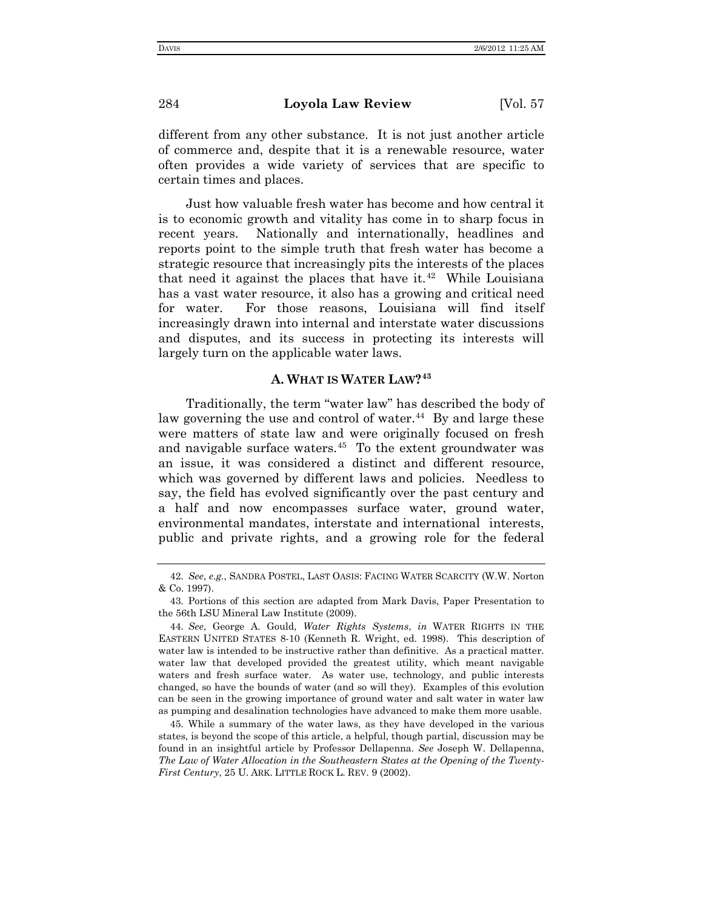different from any other substance. It is not just another article of commerce and, despite that it is a renewable resource, water often provides a wide variety of services that are specific to certain times and places.

Just how valuable fresh water has become and how central it is to economic growth and vitality has come in to sharp focus in recent years. Nationally and internationally, headlines and reports point to the simple truth that fresh water has become a strategic resource that increasingly pits the interests of the places that need it against the places that have it.[42] While Louisiana has a vast water resource, it also has a growing and critical need for water. For those reasons, Louisiana will find itself increasingly drawn into internal and interstate water discussions and disputes, and its success in protecting its interests will largely turn on the applicable water laws.

### A. WHAT IS WATER LAW?[43]

Traditionally, the term "water law" has described the body of law governing the use and control of water.[44] By and large these were matters of state law and were originally focused on fresh and navigable surface waters.[45] To the extent groundwater was an issue, it was considered a distinct and different resource, which was governed by different laws and policies. Needless to say, the field has evolved significantly over the past century and a half and now encompasses surface water, ground water, environmental mandates, interstate and international interests, public and private rights, and a growing role for the federal

---

42. *See*, *e.g.*, SANDRA POSTEL, LAST OASIS: FACING WATER SCARCITY (W.W. Norton & Co. 1997).

43. Portions of this section are adapted from Mark Davis, Paper Presentation to the 56th LSU Mineral Law Institute (2009).

44. *See*, George A. Gould, *Water Rights Systems*, *in* WATER RIGHTS IN THE EASTERN UNITED STATES 8-10 (Kenneth R. Wright, ed. 1998). This description of water law is intended to be instructive rather than definitive. As a practical matter. water law that developed provided the greatest utility, which meant navigable waters and fresh surface water. As water use, technology, and public interests changed, so have the bounds of water (and so will they). Examples of this evolution can be seen in the growing importance of ground water and salt water in water law as pumping and desalination technologies have advanced to make them more usable.

45. While a summary of the water laws, as they have developed in the various states, is beyond the scope of this article, a helpful, though partial, discussion may be found in an insightful article by Professor Dellapenna. *See* Joseph W. Dellapenna, *The Law of Water Allocation in the Southeastern States at the Opening of the Twenty-First Century*, 25 U. ARK. LITTLE ROCK L. REV. 9 (2002).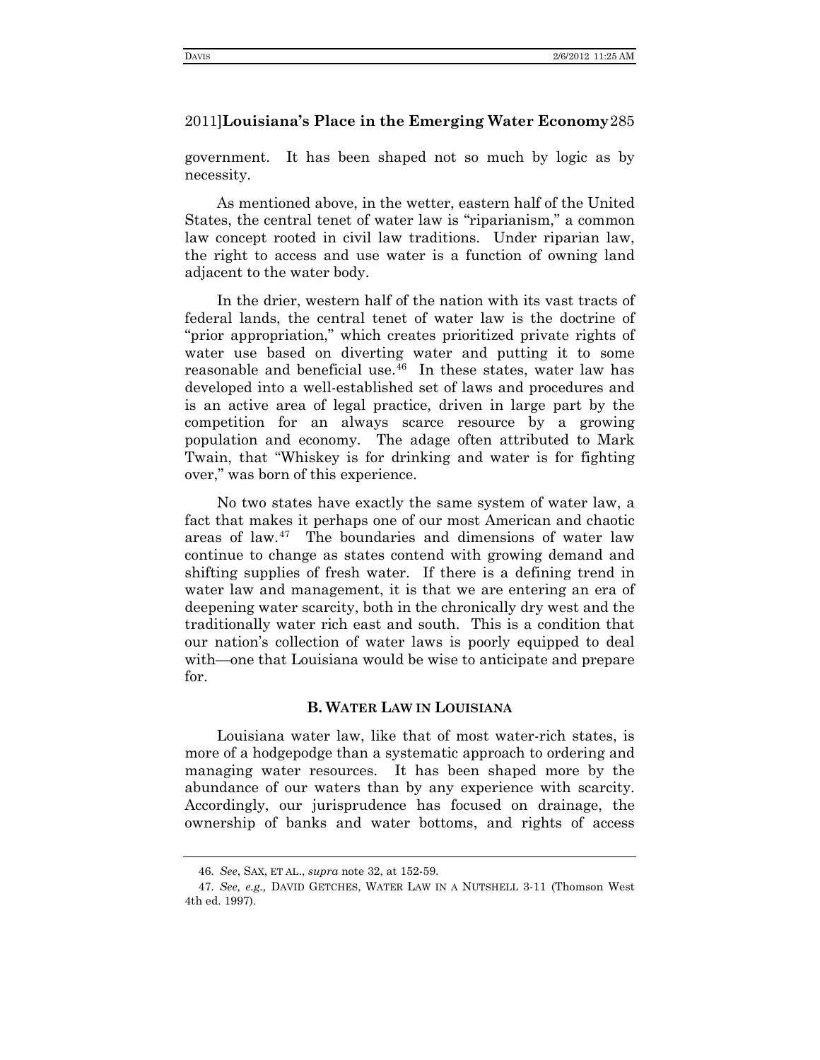government. It has been shaped not so much by logic as by necessity.

As mentioned above, in the wetter, eastern half of the United States, the central tenet of water law is "riparianism," a common law concept rooted in civil law traditions. Under riparian law, the right to access and use water is a function of owning land adjacent to the water body.

In the drier, western half of the nation with its vast tracts of federal lands, the central tenet of water law is the doctrine of "prior appropriation," which creates prioritized private rights of water use based on diverting water and putting it to some reasonable and beneficial use.[46] In these states, water law has developed into a well-established set of laws and procedures and is an active area of legal practice, driven in large part by the competition for an always scarce resource by a growing population and economy. The adage often attributed to Mark Twain, that "Whiskey is for drinking and water is for fighting over," was born of this experience.

No two states have exactly the same system of water law, a fact that makes it perhaps one of our most American and chaotic areas of law.[47] The boundaries and dimensions of water law continue to change as states contend with growing demand and shifting supplies of fresh water. If there is a defining trend in water law and management, it is that we are entering an era of deepening water scarcity, both in the chronically dry west and the traditionally water rich east and south. This is a condition that our nation's collection of water laws is poorly equipped to deal with—one that Louisiana would be wise to anticipate and prepare for.

### B. WATER LAW IN LOUISIANA

Louisiana water law, like that of most water-rich states, is more of a hodgepodge than a systematic approach to ordering and managing water resources. It has been shaped more by the abundance of our waters than by any experience with scarcity. Accordingly, our jurisprudence has focused on drainage, the ownership of banks and water bottoms, and rights of access

---

46. *See*, SAX, ET AL., *supra* note 32, at 152-59.

47. *See, e.g.,* DAVID GETCHES, WATER LAW IN A NUTSHELL 3-11 (Thomson West 4th ed. 1997).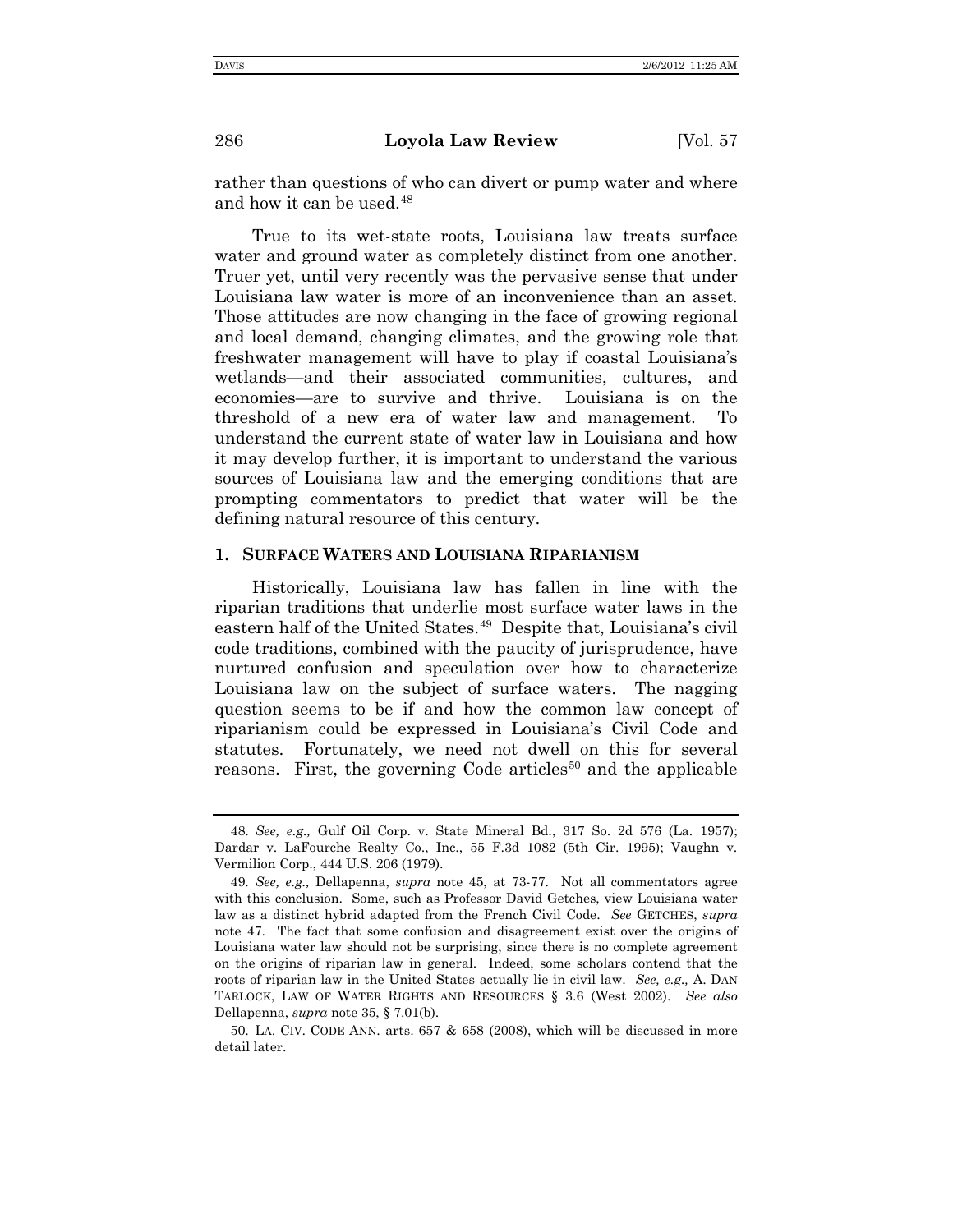rather than questions of who can divert or pump water and where and how it can be used.[48]

True to its wet-state roots, Louisiana law treats surface water and ground water as completely distinct from one another. Truer yet, until very recently was the pervasive sense that under Louisiana law water is more of an inconvenience than an asset. Those attitudes are now changing in the face of growing regional and local demand, changing climates, and the growing role that freshwater management will have to play if coastal Louisiana's wetlands—and their associated communities, cultures, and economies—are to survive and thrive. Louisiana is on the threshold of a new era of water law and management. To understand the current state of water law in Louisiana and how it may develop further, it is important to understand the various sources of Louisiana law and the emerging conditions that are prompting commentators to predict that water will be the defining natural resource of this century.

### 1. SURFACE WATERS AND LOUISIANA RIPARIANISM

Historically, Louisiana law has fallen in line with the riparian traditions that underlie most surface water laws in the eastern half of the United States.[49] Despite that, Louisiana's civil code traditions, combined with the paucity of jurisprudence, have nurtured confusion and speculation over how to characterize Louisiana law on the subject of surface waters. The nagging question seems to be if and how the common law concept of riparianism could be expressed in Louisiana's Civil Code and statutes. Fortunately, we need not dwell on this for several reasons. First, the governing Code articles[50] and the applicable

---

48. *See, e.g.,* Gulf Oil Corp. v. State Mineral Bd., 317 So. 2d 576 (La. 1957); Dardar v. LaFourche Realty Co., Inc., 55 F.3d 1082 (5th Cir. 1995); Vaughn v. Vermilion Corp., 444 U.S. 206 (1979).

49. *See, e.g.,* Dellapenna, *supra* note 45, at 73-77. Not all commentators agree with this conclusion. Some, such as Professor David Getches, view Louisiana water law as a distinct hybrid adapted from the French Civil Code. *See* GETCHES, *supra* note 47. The fact that some confusion and disagreement exist over the origins of Louisiana water law should not be surprising, since there is no complete agreement on the origins of riparian law in general. Indeed, some scholars contend that the roots of riparian law in the United States actually lie in civil law. *See, e.g.,* A. DAN TARLOCK, LAW OF WATER RIGHTS AND RESOURCES § 3.6 (West 2002). *See also* Dellapenna, *supra* note 35, § 7.01(b).

50. LA. CIV. CODE ANN. arts. 657 & 658 (2008), which will be discussed in more detail later.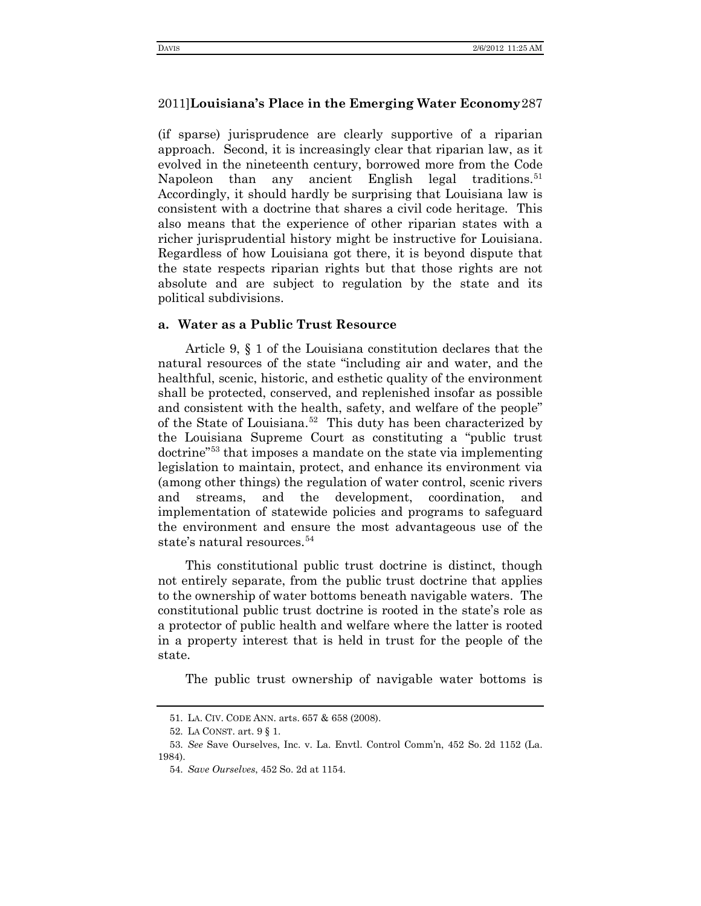(if sparse) jurisprudence are clearly supportive of a riparian approach. Second, it is increasingly clear that riparian law, as it evolved in the nineteenth century, borrowed more from the Code Napoleon than any ancient English legal traditions.[51] Accordingly, it should hardly be surprising that Louisiana law is consistent with a doctrine that shares a civil code heritage. This also means that the experience of other riparian states with a richer jurisprudential history might be instructive for Louisiana. Regardless of how Louisiana got there, it is beyond dispute that the state respects riparian rights but that those rights are not absolute and are subject to regulation by the state and its political subdivisions.

### a. Water as a Public Trust Resource

Article 9, § 1 of the Louisiana constitution declares that the natural resources of the state "including air and water, and the healthful, scenic, historic, and esthetic quality of the environment shall be protected, conserved, and replenished insofar as possible and consistent with the health, safety, and welfare of the people" of the State of Louisiana.[52] This duty has been characterized by the Louisiana Supreme Court as constituting a "public trust doctrine"[53] that imposes a mandate on the state via implementing legislation to maintain, protect, and enhance its environment via (among other things) the regulation of water control, scenic rivers and streams, and the development, coordination, and implementation of statewide policies and programs to safeguard the environment and ensure the most advantageous use of the state's natural resources.[54]

This constitutional public trust doctrine is distinct, though not entirely separate, from the public trust doctrine that applies to the ownership of water bottoms beneath navigable waters. The constitutional public trust doctrine is rooted in the state's role as a protector of public health and welfare where the latter is rooted in a property interest that is held in trust for the people of the state.

The public trust ownership of navigable water bottoms is

---

51. LA. CIV. CODE ANN. arts. 657 & 658 (2008).

52. LA CONST. art. 9 § 1.

53. *See* Save Ourselves, Inc. v. La. Envtl. Control Comm'n, 452 So. 2d 1152 (La. 1984).

54. *Save Ourselves*, 452 So. 2d at 1154.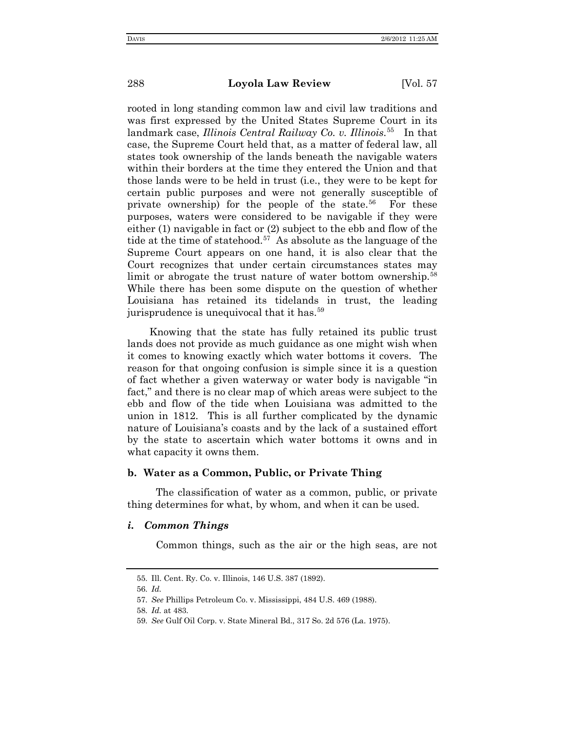rooted in long standing common law and civil law traditions and was first expressed by the United States Supreme Court in its landmark case, *Illinois Central Railway Co. v. Illinois.*[55] In that case, the Supreme Court held that, as a matter of federal law, all states took ownership of the lands beneath the navigable waters within their borders at the time they entered the Union and that those lands were to be held in trust (i.e., they were to be kept for certain public purposes and were not generally susceptible of private ownership) for the people of the state.[56] For these purposes, waters were considered to be navigable if they were either (1) navigable in fact or (2) subject to the ebb and flow of the tide at the time of statehood.[57] As absolute as the language of the Supreme Court appears on one hand, it is also clear that the Court recognizes that under certain circumstances states may limit or abrogate the trust nature of water bottom ownership.[58] While there has been some dispute on the question of whether Louisiana has retained its tidelands in trust, the leading jurisprudence is unequivocal that it has.[59]

Knowing that the state has fully retained its public trust lands does not provide as much guidance as one might wish when it comes to knowing exactly which water bottoms it covers. The reason for that ongoing confusion is simple since it is a question of fact whether a given waterway or water body is navigable "in fact," and there is no clear map of which areas were subject to the ebb and flow of the tide when Louisiana was admitted to the union in 1812. This is all further complicated by the dynamic nature of Louisiana's coasts and by the lack of a sustained effort by the state to ascertain which water bottoms it owns and in what capacity it owns them.

### b. Water as a Common, Public, or Private Thing

The classification of water as a common, public, or private thing determines for what, by whom, and when it can be used.

#### *i. Common Things*

Common things, such as the air or the high seas, are not

---

55. Ill. Cent. Ry. Co. v. Illinois, 146 U.S. 387 (1892).

56. *Id.*

57. *See* Phillips Petroleum Co. v. Mississippi, 484 U.S. 469 (1988).

58. *Id.* at 483.

59. *See* Gulf Oil Corp. v. State Mineral Bd., 317 So. 2d 576 (La. 1975).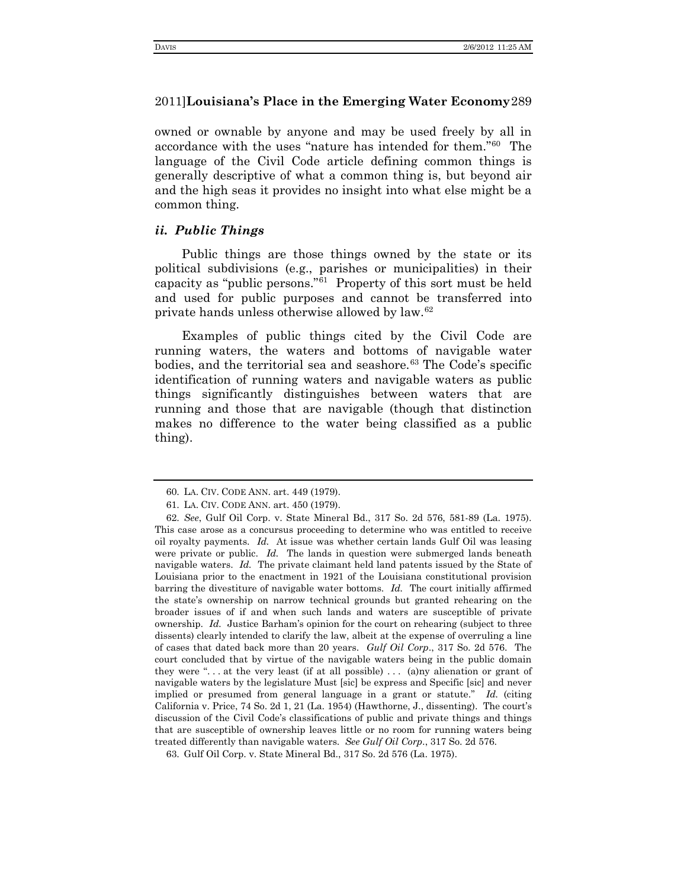owned or ownable by anyone and may be used freely by all in accordance with the uses "nature has intended for them."[60] The language of the Civil Code article defining common things is generally descriptive of what a common thing is, but beyond air and the high seas it provides no insight into what else might be a common thing.

### *ii. Public Things*

Public things are those things owned by the state or its political subdivisions (e.g., parishes or municipalities) in their capacity as "public persons."[61] Property of this sort must be held and used for public purposes and cannot be transferred into private hands unless otherwise allowed by law.[62]

Examples of public things cited by the Civil Code are running waters, the waters and bottoms of navigable water bodies, and the territorial sea and seashore.[63] The Code's specific identification of running waters and navigable waters as public things significantly distinguishes between waters that are running and those that are navigable (though that distinction makes no difference to the water being classified as a public thing).

---

60. LA. CIV. CODE ANN. art. 449 (1979).

61. LA. CIV. CODE ANN. art. 450 (1979).

62. *See*, Gulf Oil Corp. v. State Mineral Bd., 317 So. 2d 576, 581-89 (La. 1975). This case arose as a concursus proceeding to determine who was entitled to receive oil royalty payments. *Id.* At issue was whether certain lands Gulf Oil was leasing were private or public. *Id.* The lands in question were submerged lands beneath navigable waters. *Id.* The private claimant held land patents issued by the State of Louisiana prior to the enactment in 1921 of the Louisiana constitutional provision barring the divestiture of navigable water bottoms. *Id.* The court initially affirmed the state's ownership on narrow technical grounds but granted rehearing on the broader issues of if and when such lands and waters are susceptible of private ownership. *Id.* Justice Barham's opinion for the court on rehearing (subject to three dissents) clearly intended to clarify the law, albeit at the expense of overruling a line of cases that dated back more than 20 years. *Gulf Oil Corp*., 317 So. 2d 576. The court concluded that by virtue of the navigable waters being in the public domain they were ". . . at the very least (if at all possible) . . . (a)ny alienation or grant of navigable waters by the legislature Must [sic] be express and Specific [sic] and never implied or presumed from general language in a grant or statute." *Id.* (citing California v. Price, 74 So. 2d 1, 21 (La. 1954) (Hawthorne, J., dissenting). The court's discussion of the Civil Code's classifications of public and private things and things that are susceptible of ownership leaves little or no room for running waters being treated differently than navigable waters. *See Gulf Oil Corp*., 317 So. 2d 576.

63. Gulf Oil Corp. v. State Mineral Bd., 317 So. 2d 576 (La. 1975).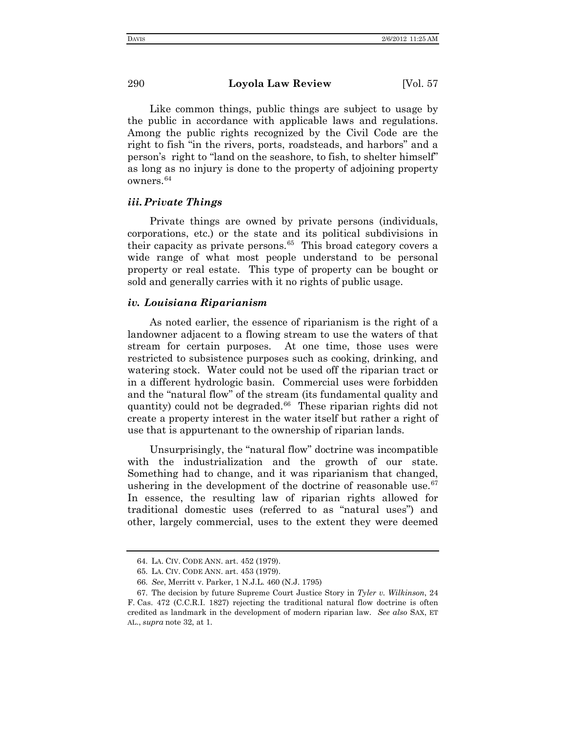Like common things, public things are subject to usage by the public in accordance with applicable laws and regulations. Among the public rights recognized by the Civil Code are the right to fish "in the rivers, ports, roadsteads, and harbors" and a person's right to "land on the seashore, to fish, to shelter himself" as long as no injury is done to the property of adjoining property owners.[64]

### *iii. Private Things*

Private things are owned by private persons (individuals, corporations, etc.) or the state and its political subdivisions in their capacity as private persons.[65] This broad category covers a wide range of what most people understand to be personal property or real estate. This type of property can be bought or sold and generally carries with it no rights of public usage.

### *iv. Louisiana Riparianism*

As noted earlier, the essence of riparianism is the right of a landowner adjacent to a flowing stream to use the waters of that stream for certain purposes. At one time, those uses were restricted to subsistence purposes such as cooking, drinking, and watering stock. Water could not be used off the riparian tract or in a different hydrologic basin. Commercial uses were forbidden and the "natural flow" of the stream (its fundamental quality and quantity) could not be degraded.[66] These riparian rights did not create a property interest in the water itself but rather a right of use that is appurtenant to the ownership of riparian lands.

Unsurprisingly, the "natural flow" doctrine was incompatible with the industrialization and the growth of our state. Something had to change, and it was riparianism that changed, ushering in the development of the doctrine of reasonable use.[67] In essence, the resulting law of riparian rights allowed for traditional domestic uses (referred to as "natural uses") and other, largely commercial, uses to the extent they were deemed

---

64. LA. CIV. CODE ANN. art. 452 (1979).

65. LA. CIV. CODE ANN. art. 453 (1979).

66. *See*, Merritt v. Parker, 1 N.J.L. 460 (N.J. 1795)

67. The decision by future Supreme Court Justice Story in *Tyler v. Wilkinson*, 24 F. Cas. 472 (C.C.R.I. 1827) rejecting the traditional natural flow doctrine is often credited as landmark in the development of modern riparian law. *See also* SAX, ET AL., *supra* note 32, at 1.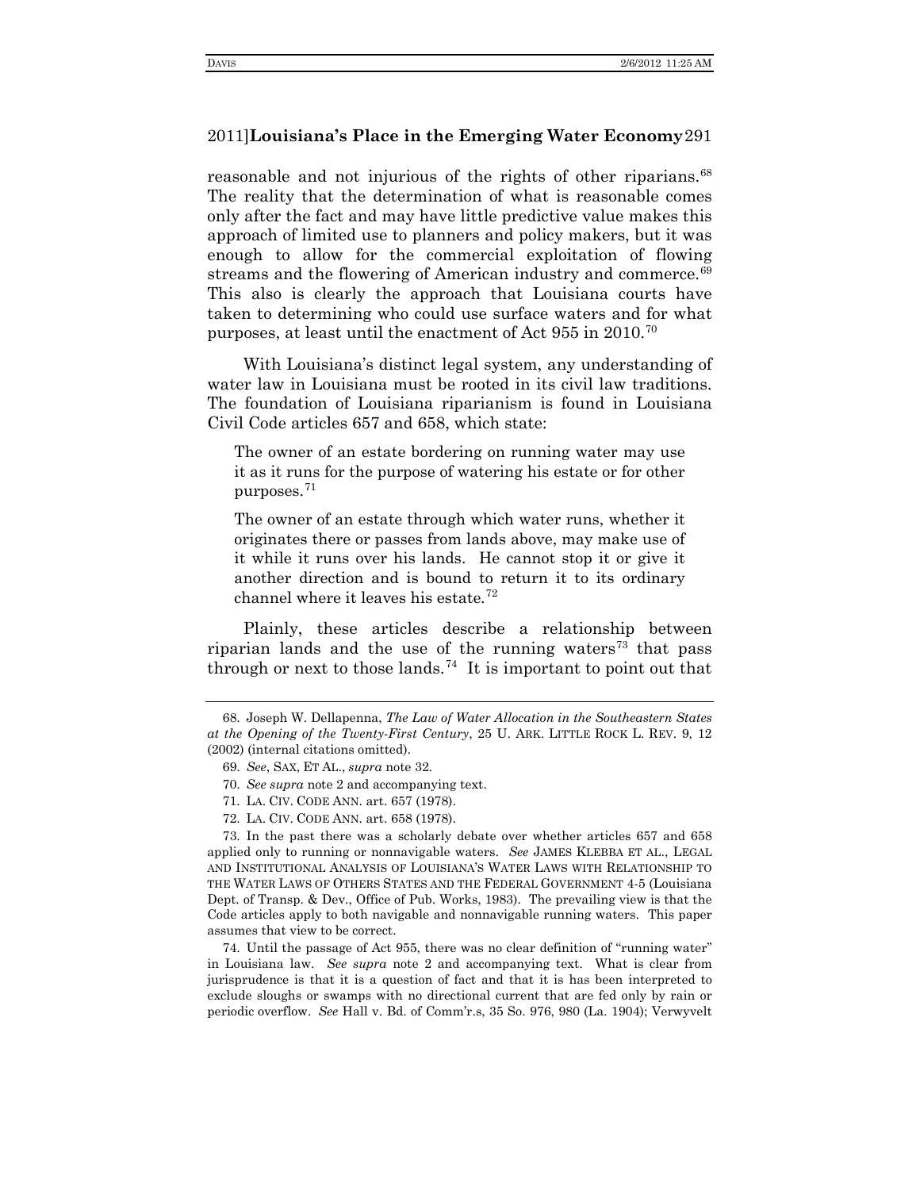reasonable and not injurious of the rights of other riparians.[68] The reality that the determination of what is reasonable comes only after the fact and may have little predictive value makes this approach of limited use to planners and policy makers, but it was enough to allow for the commercial exploitation of flowing streams and the flowering of American industry and commerce.[69] This also is clearly the approach that Louisiana courts have taken to determining who could use surface waters and for what purposes, at least until the enactment of Act 955 in 2010.[70]

With Louisiana's distinct legal system, any understanding of water law in Louisiana must be rooted in its civil law traditions. The foundation of Louisiana riparianism is found in Louisiana Civil Code articles 657 and 658, which state:

> The owner of an estate bordering on running water may use it as it runs for the purpose of watering his estate or for other purposes.[71]
>
> The owner of an estate through which water runs, whether it originates there or passes from lands above, may make use of it while it runs over his lands. He cannot stop it or give it another direction and is bound to return it to its ordinary channel where it leaves his estate.[72]

Plainly, these articles describe a relationship between riparian lands and the use of the running waters[73] that pass through or next to those lands.[74] It is important to point out that

---

68. Joseph W. Dellapenna, *The Law of Water Allocation in the Southeastern States at the Opening of the Twenty-First Century*, 25 U. ARK. LITTLE ROCK L. REV. 9, 12 (2002) (internal citations omitted).

69. *See*, SAX, ET AL., *supra* note 32.

70. *See supra* note 2 and accompanying text.

71. LA. CIV. CODE ANN. art. 657 (1978).

72. LA. CIV. CODE ANN. art. 658 (1978).

73. In the past there was a scholarly debate over whether articles 657 and 658 applied only to running or nonnavigable waters. *See* JAMES KLEBBA ET AL., LEGAL AND INSTITUTIONAL ANALYSIS OF LOUISIANA'S WATER LAWS WITH RELATIONSHIP TO THE WATER LAWS OF OTHERS STATES AND THE FEDERAL GOVERNMENT 4-5 (Louisiana Dept. of Transp. & Dev., Office of Pub. Works, 1983). The prevailing view is that the Code articles apply to both navigable and nonnavigable running waters. This paper assumes that view to be correct.

74. Until the passage of Act 955, there was no clear definition of "running water" in Louisiana law. *See supra* note 2 and accompanying text. What is clear from jurisprudence is that it is a question of fact and that it is has been interpreted to exclude sloughs or swamps with no directional current that are fed only by rain or periodic overflow. *See* Hall v. Bd. of Comm'r.s, 35 So. 976, 980 (La. 1904); Verwyvelt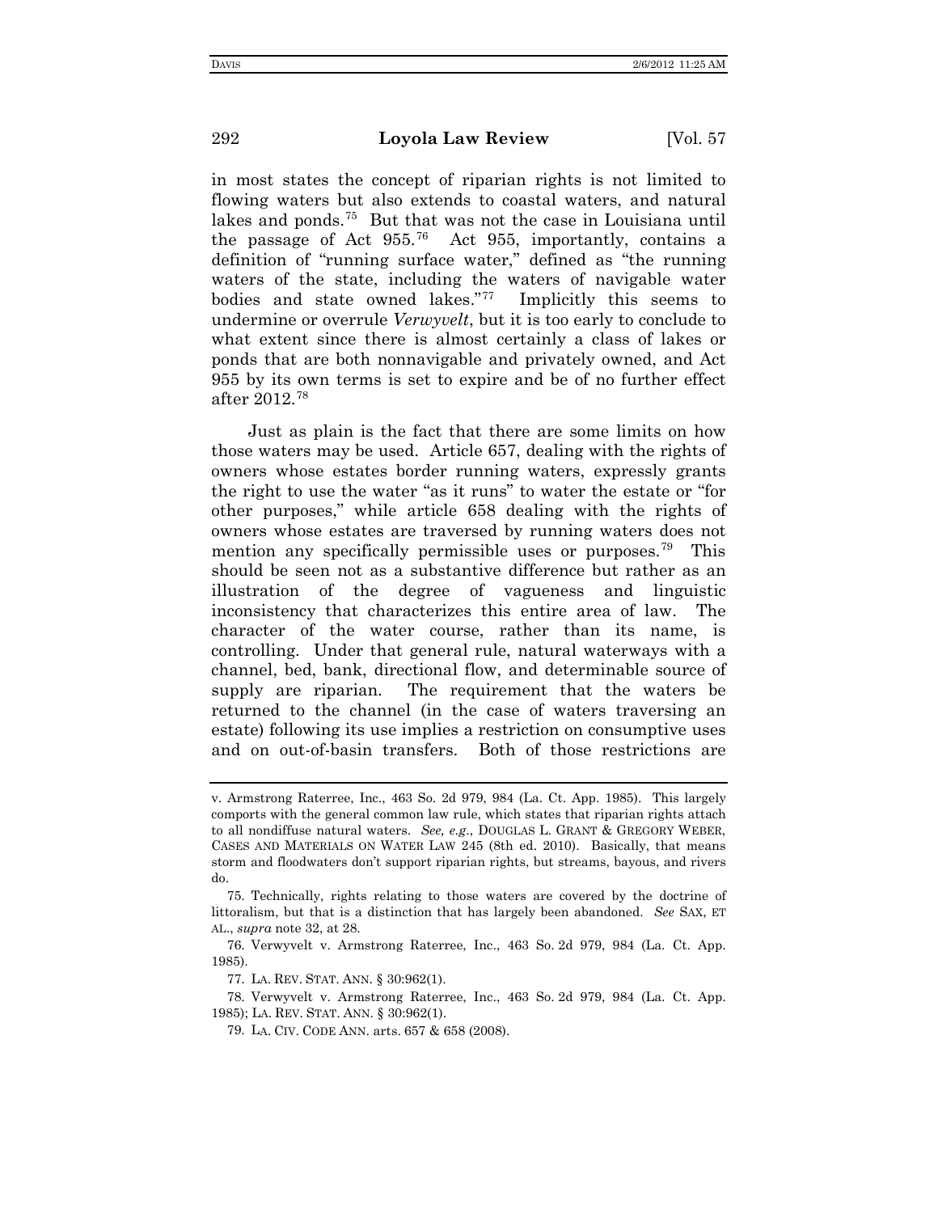in most states the concept of riparian rights is not limited to flowing waters but also extends to coastal waters, and natural lakes and ponds.[75] But that was not the case in Louisiana until the passage of Act 955.[76] Act 955, importantly, contains a definition of "running surface water," defined as "the running waters of the state, including the waters of navigable water bodies and state owned lakes."[77] Implicitly this seems to undermine or overrule *Verwyvelt*, but it is too early to conclude to what extent since there is almost certainly a class of lakes or ponds that are both nonnavigable and privately owned, and Act 955 by its own terms is set to expire and be of no further effect after 2012.[78]

Just as plain is the fact that there are some limits on how those waters may be used. Article 657, dealing with the rights of owners whose estates border running waters, expressly grants the right to use the water "as it runs" to water the estate or "for other purposes," while article 658 dealing with the rights of owners whose estates are traversed by running waters does not mention any specifically permissible uses or purposes.[79] This should be seen not as a substantive difference but rather as an illustration of the degree of vagueness and linguistic inconsistency that characterizes this entire area of law. The character of the water course, rather than its name, is controlling. Under that general rule, natural waterways with a channel, bed, bank, directional flow, and determinable source of supply are riparian. The requirement that the waters be returned to the channel (in the case of waters traversing an estate) following its use implies a restriction on consumptive uses and on out-of-basin transfers. Both of those restrictions are

---

v. Armstrong Raterree, Inc., 463 So. 2d 979, 984 (La. Ct. App. 1985). This largely comports with the general common law rule, which states that riparian rights attach to all nondiffuse natural waters. *See, e.g.*, DOUGLAS L. GRANT & GREGORY WEBER, CASES AND MATERIALS ON WATER LAW 245 (8th ed. 2010). Basically, that means storm and floodwaters don't support riparian rights, but streams, bayous, and rivers do.

75. Technically, rights relating to those waters are covered by the doctrine of littoralism, but that is a distinction that has largely been abandoned. *See* SAX, ET AL., *supra* note 32, at 28.

76. Verwyvelt v. Armstrong Raterree, Inc., 463 So. 2d 979, 984 (La. Ct. App. 1985).

77. LA. REV. STAT. ANN. § 30:962(1).

78. Verwyvelt v. Armstrong Raterree, Inc., 463 So. 2d 979, 984 (La. Ct. App. 1985); LA. REV. STAT. ANN. § 30:962(1).

79. LA. CIV. CODE ANN. arts. 657 & 658 (2008).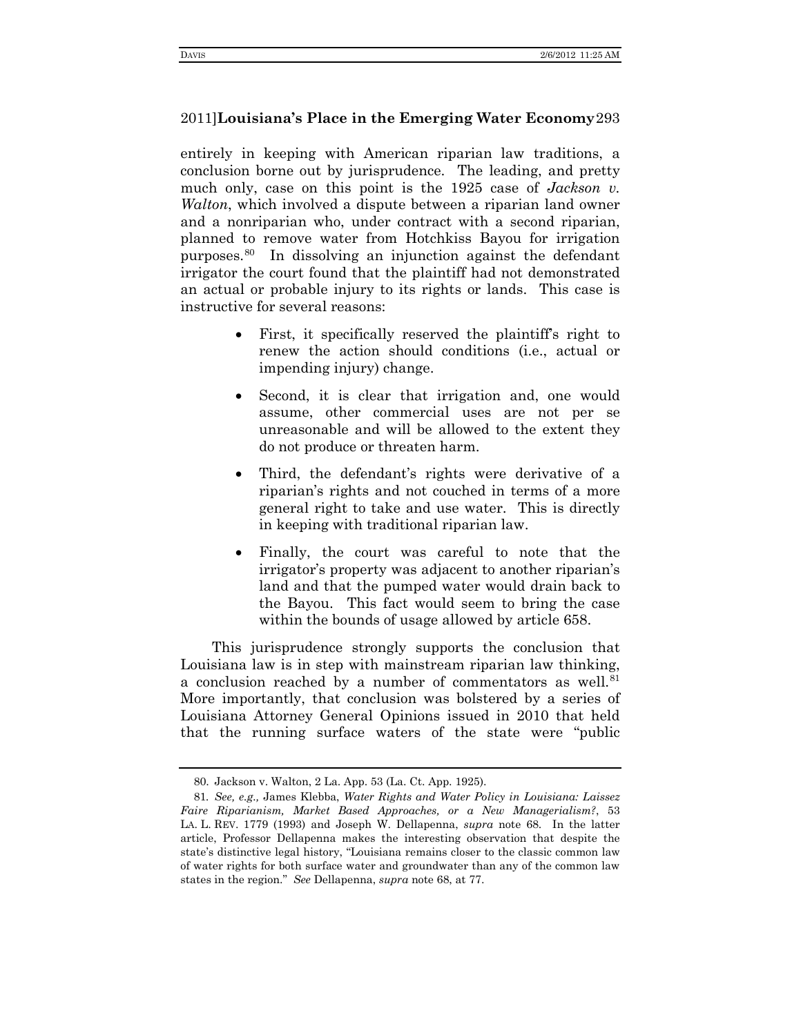entirely in keeping with American riparian law traditions, a conclusion borne out by jurisprudence. The leading, and pretty much only, case on this point is the 1925 case of *Jackson v. Walton*, which involved a dispute between a riparian land owner and a nonriparian who, under contract with a second riparian, planned to remove water from Hotchkiss Bayou for irrigation purposes.[80] In dissolving an injunction against the defendant irrigator the court found that the plaintiff had not demonstrated an actual or probable injury to its rights or lands. This case is instructive for several reasons:

- First, it specifically reserved the plaintiff's right to renew the action should conditions (i.e., actual or impending injury) change.
- Second, it is clear that irrigation and, one would assume, other commercial uses are not per se unreasonable and will be allowed to the extent they do not produce or threaten harm.
- Third, the defendant's rights were derivative of a riparian's rights and not couched in terms of a more general right to take and use water. This is directly in keeping with traditional riparian law.
- Finally, the court was careful to note that the irrigator's property was adjacent to another riparian's land and that the pumped water would drain back to the Bayou. This fact would seem to bring the case within the bounds of usage allowed by article 658.

This jurisprudence strongly supports the conclusion that Louisiana law is in step with mainstream riparian law thinking, a conclusion reached by a number of commentators as well.[81] More importantly, that conclusion was bolstered by a series of Louisiana Attorney General Opinions issued in 2010 that held that the running surface waters of the state were "public

---

80. Jackson v. Walton, 2 La. App. 53 (La. Ct. App. 1925).

81. *See, e.g.,* James Klebba, *Water Rights and Water Policy in Louisiana: Laissez Faire Riparianism, Market Based Approaches, or a New Managerialism?*, 53 LA. L. REV. 1779 (1993) and Joseph W. Dellapenna, *supra* note 68. In the latter article, Professor Dellapenna makes the interesting observation that despite the state's distinctive legal history, "Louisiana remains closer to the classic common law of water rights for both surface water and groundwater than any of the common law states in the region." *See* Dellapenna, *supra* note 68, at 77.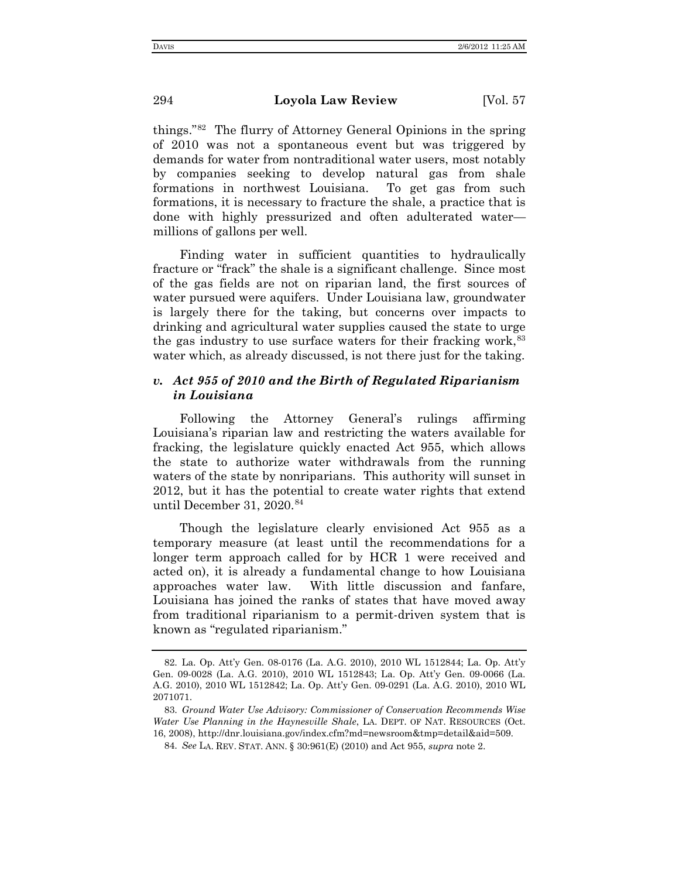things."[82] The flurry of Attorney General Opinions in the spring of 2010 was not a spontaneous event but was triggered by demands for water from nontraditional water users, most notably by companies seeking to develop natural gas from shale formations in northwest Louisiana. To get gas from such formations, it is necessary to fracture the shale, a practice that is done with highly pressurized and often adulterated water—millions of gallons per well.

Finding water in sufficient quantities to hydraulically fracture or "frack" the shale is a significant challenge. Since most of the gas fields are not on riparian land, the first sources of water pursued were aquifers. Under Louisiana law, groundwater is largely there for the taking, but concerns over impacts to drinking and agricultural water supplies caused the state to urge the gas industry to use surface waters for their fracking work,[83] water which, as already discussed, is not there just for the taking.

### *v. Act 955 of 2010 and the Birth of Regulated Riparianism in Louisiana*

Following the Attorney General's rulings affirming Louisiana's riparian law and restricting the waters available for fracking, the legislature quickly enacted Act 955, which allows the state to authorize water withdrawals from the running waters of the state by nonriparians. This authority will sunset in 2012, but it has the potential to create water rights that extend until December 31, 2020.[84]

Though the legislature clearly envisioned Act 955 as a temporary measure (at least until the recommendations for a longer term approach called for by HCR 1 were received and acted on), it is already a fundamental change to how Louisiana approaches water law. With little discussion and fanfare, Louisiana has joined the ranks of states that have moved away from traditional riparianism to a permit-driven system that is known as "regulated riparianism."

---

82. La. Op. Att'y Gen. 08-0176 (La. A.G. 2010), 2010 WL 1512844; La. Op. Att'y Gen. 09-0028 (La. A.G. 2010), 2010 WL 1512843; La. Op. Att'y Gen. 09-0066 (La. A.G. 2010), 2010 WL 1512842; La. Op. Att'y Gen. 09-0291 (La. A.G. 2010), 2010 WL 2071071.

83. *Ground Water Use Advisory: Commissioner of Conservation Recommends Wise Water Use Planning in the Haynesville Shale*, LA. DEPT. OF NAT. RESOURCES (Oct. 16, 2008), http://dnr.louisiana.gov/index.cfm?md=newsroom&tmp=detail&aid=509.

84. *See* LA. REV. STAT. ANN. § 30:961(E) (2010) and Act 955, *supra* note 2.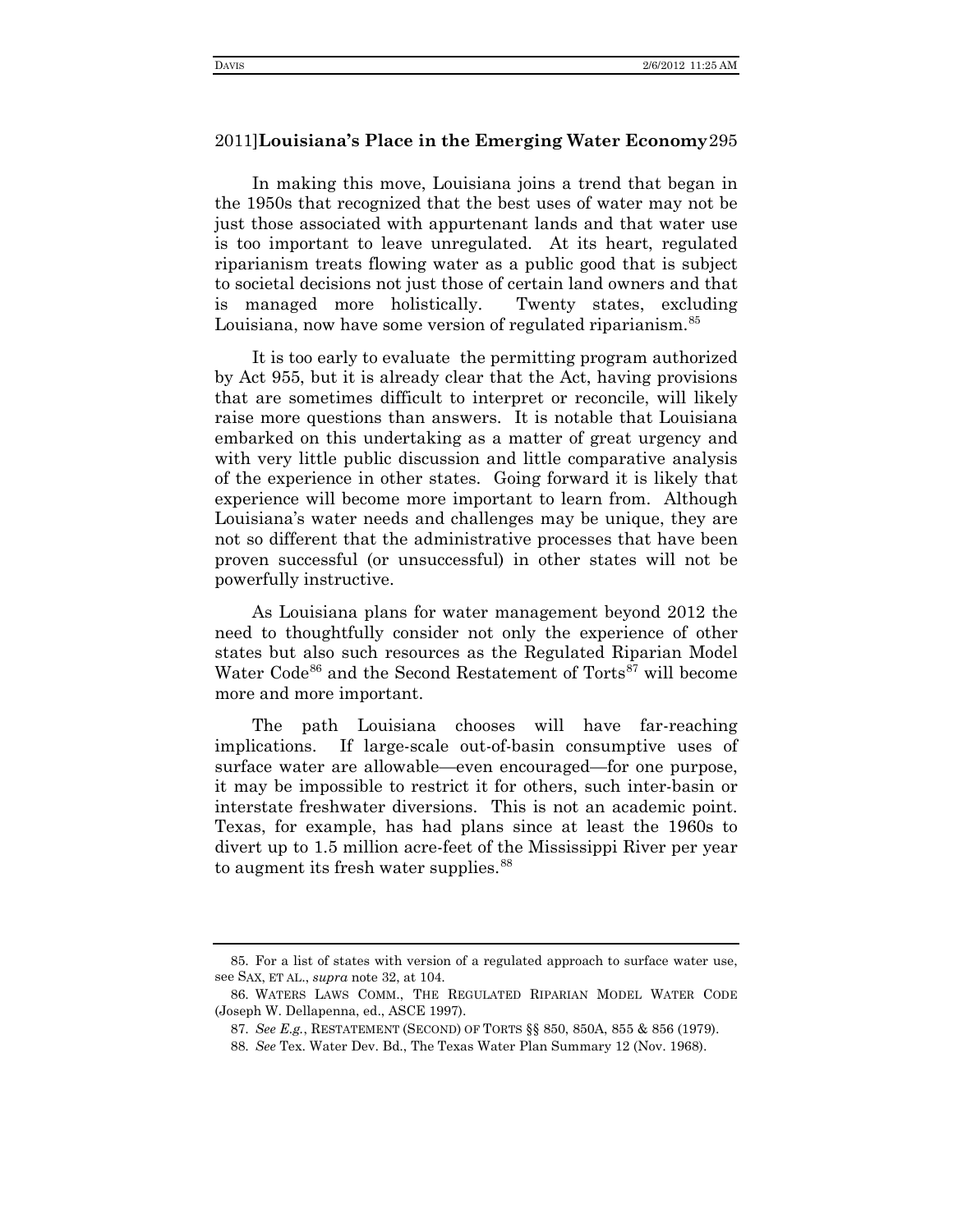In making this move, Louisiana joins a trend that began in the 1950s that recognized that the best uses of water may not be just those associated with appurtenant lands and that water use is too important to leave unregulated. At its heart, regulated riparianism treats flowing water as a public good that is subject to societal decisions not just those of certain land owners and that is managed more holistically. Twenty states, excluding Louisiana, now have some version of regulated riparianism.[85]

It is too early to evaluate the permitting program authorized by Act 955, but it is already clear that the Act, having provisions that are sometimes difficult to interpret or reconcile, will likely raise more questions than answers. It is notable that Louisiana embarked on this undertaking as a matter of great urgency and with very little public discussion and little comparative analysis of the experience in other states. Going forward it is likely that experience will become more important to learn from. Although Louisiana's water needs and challenges may be unique, they are not so different that the administrative processes that have been proven successful (or unsuccessful) in other states will not be powerfully instructive.

As Louisiana plans for water management beyond 2012 the need to thoughtfully consider not only the experience of other states but also such resources as the Regulated Riparian Model Water Code[86] and the Second Restatement of Torts[87] will become more and more important.

The path Louisiana chooses will have far-reaching implications. If large-scale out-of-basin consumptive uses of surface water are allowable—even encouraged—for one purpose, it may be impossible to restrict it for others, such inter-basin or interstate freshwater diversions. This is not an academic point. Texas, for example, has had plans since at least the 1960s to divert up to 1.5 million acre-feet of the Mississippi River per year to augment its fresh water supplies.[88]

---

85. For a list of states with version of a regulated approach to surface water use, see SAX, ET AL., *supra* note 32, at 104.

86. WATERS LAWS COMM., THE REGULATED RIPARIAN MODEL WATER CODE (Joseph W. Dellapenna, ed., ASCE 1997).

87. *See E.g.*, RESTATEMENT (SECOND) OF TORTS §§ 850, 850A, 855 & 856 (1979).

88. *See* Tex. Water Dev. Bd., The Texas Water Plan Summary 12 (Nov. 1968).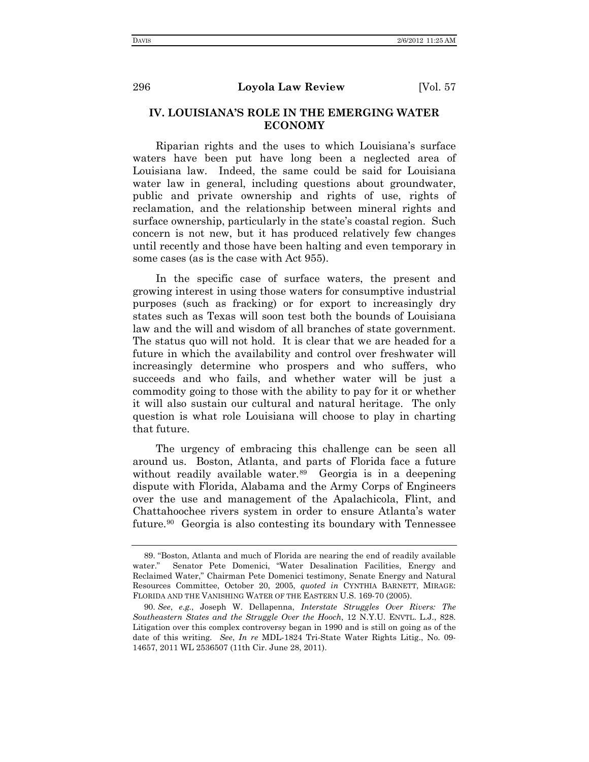## IV. LOUISIANA'S ROLE IN THE EMERGING WATER ECONOMY

Riparian rights and the uses to which Louisiana's surface waters have been put have long been a neglected area of Louisiana law. Indeed, the same could be said for Louisiana water law in general, including questions about groundwater, public and private ownership and rights of use, rights of reclamation, and the relationship between mineral rights and surface ownership, particularly in the state's coastal region. Such concern is not new, but it has produced relatively few changes until recently and those have been halting and even temporary in some cases (as is the case with Act 955).

In the specific case of surface waters, the present and growing interest in using those waters for consumptive industrial purposes (such as fracking) or for export to increasingly dry states such as Texas will soon test both the bounds of Louisiana law and the will and wisdom of all branches of state government. The status quo will not hold. It is clear that we are headed for a future in which the availability and control over freshwater will increasingly determine who prospers and who suffers, who succeeds and who fails, and whether water will be just a commodity going to those with the ability to pay for it or whether it will also sustain our cultural and natural heritage. The only question is what role Louisiana will choose to play in charting that future.

The urgency of embracing this challenge can be seen all around us. Boston, Atlanta, and parts of Florida face a future without readily available water.[89] Georgia is in a deepening dispute with Florida, Alabama and the Army Corps of Engineers over the use and management of the Apalachicola, Flint, and Chattahoochee rivers system in order to ensure Atlanta's water future.[90] Georgia is also contesting its boundary with Tennessee

---

89. "Boston, Atlanta and much of Florida are nearing the end of readily available water." Senator Pete Domenici, "Water Desalination Facilities, Energy and Reclaimed Water," Chairman Pete Domenici testimony, Senate Energy and Natural Resources Committee, October 20, 2005, *quoted in* CYNTHIA BARNETT, MIRAGE: FLORIDA AND THE VANISHING WATER OF THE EASTERN U.S. 169-70 (2005).

90. *See*, *e.g.*, Joseph W. Dellapenna, *Interstate Struggles Over Rivers: The Southeastern States and the Struggle Over the Hooch*, 12 N.Y.U. ENVTL. L.J., 828. Litigation over this complex controversy began in 1990 and is still on going as of the date of this writing. *See*, *In re* MDL-1824 Tri-State Water Rights Litig., No. 09-14657, 2011 WL 2536507 (11th Cir. June 28, 2011).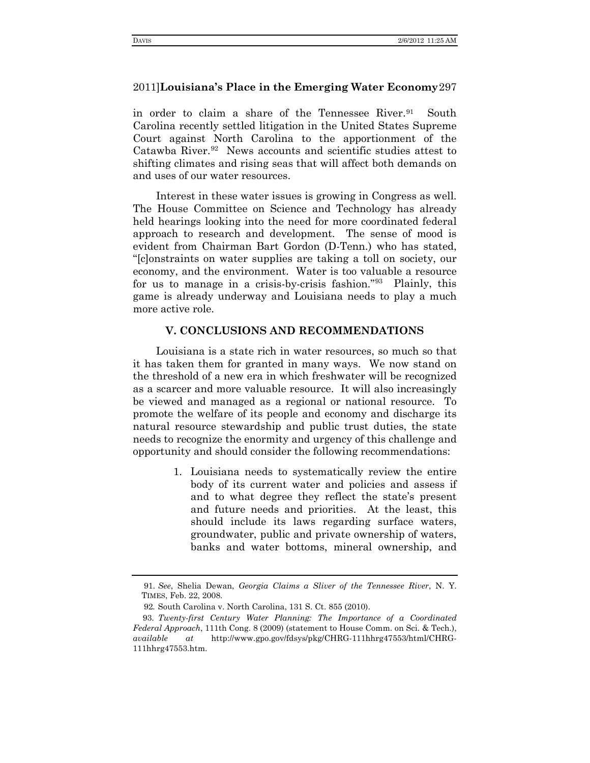in order to claim a share of the Tennessee River.[91] South Carolina recently settled litigation in the United States Supreme Court against North Carolina to the apportionment of the Catawba River.[92] News accounts and scientific studies attest to shifting climates and rising seas that will affect both demands on and uses of our water resources.

Interest in these water issues is growing in Congress as well. The House Committee on Science and Technology has already held hearings looking into the need for more coordinated federal approach to research and development. The sense of mood is evident from Chairman Bart Gordon (D-Tenn.) who has stated, "[c]onstraints on water supplies are taking a toll on society, our economy, and the environment. Water is too valuable a resource for us to manage in a crisis-by-crisis fashion."[93] Plainly, this game is already underway and Louisiana needs to play a much more active role.

## V. CONCLUSIONS AND RECOMMENDATIONS

Louisiana is a state rich in water resources, so much so that it has taken them for granted in many ways. We now stand on the threshold of a new era in which freshwater will be recognized as a scarcer and more valuable resource. It will also increasingly be viewed and managed as a regional or national resource. To promote the welfare of its people and economy and discharge its natural resource stewardship and public trust duties, the state needs to recognize the enormity and urgency of this challenge and opportunity and should consider the following recommendations:

1. Louisiana needs to systematically review the entire body of its current water and policies and assess if and to what degree they reflect the state's present and future needs and priorities. At the least, this should include its laws regarding surface waters, groundwater, public and private ownership of waters, banks and water bottoms, mineral ownership, and

---

91. *See*, Shelia Dewan, *Georgia Claims a Sliver of the Tennessee River*, N. Y. TIMES, Feb. 22, 2008.

92. South Carolina v. North Carolina, 131 S. Ct. 855 (2010).

93. *Twenty-first Century Water Planning: The Importance of a Coordinated Federal Approach*, 111th Cong. 8 (2009) (statement to House Comm. on Sci. & Tech.), *available at* http://www.gpo.gov/fdsys/pkg/CHRG-111hhrg47553/html/CHRG-111hhrg47553.htm.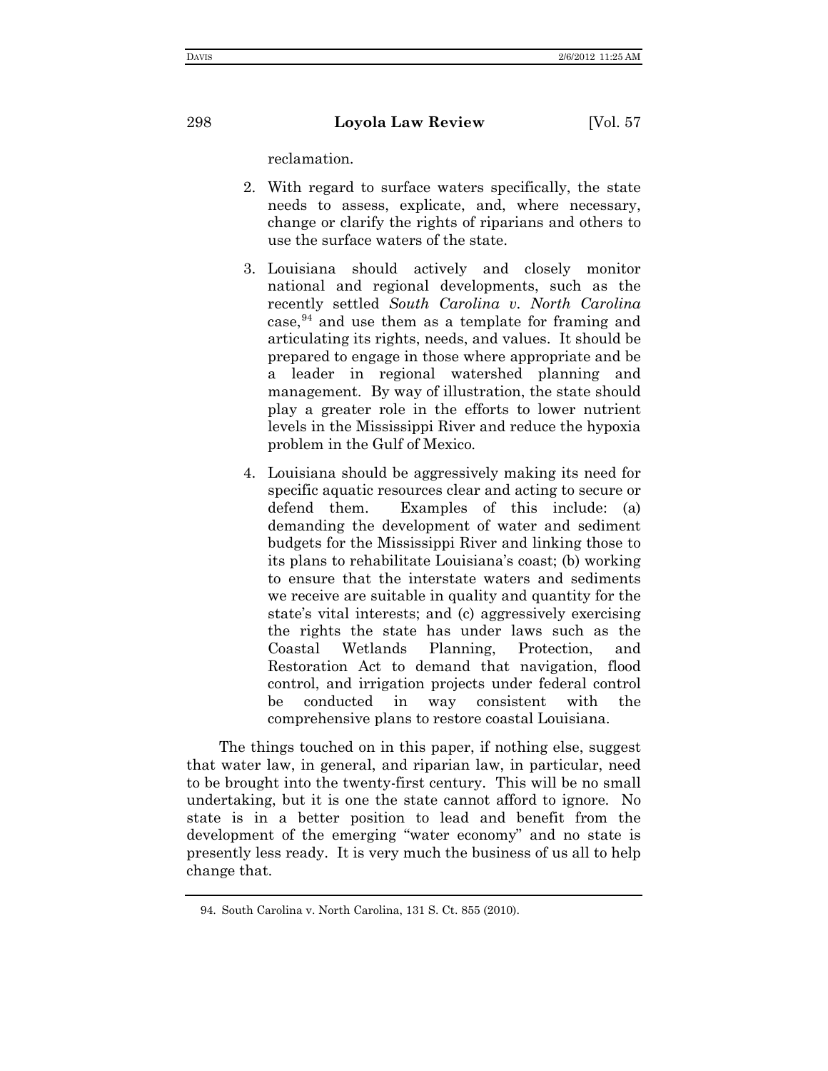reclamation.

2. With regard to surface waters specifically, the state needs to assess, explicate, and, where necessary, change or clarify the rights of riparians and others to use the surface waters of the state.

3. Louisiana should actively and closely monitor national and regional developments, such as the recently settled *South Carolina v. North Carolina* case,[94] and use them as a template for framing and articulating its rights, needs, and values. It should be prepared to engage in those where appropriate and be a leader in regional watershed planning and management. By way of illustration, the state should play a greater role in the efforts to lower nutrient levels in the Mississippi River and reduce the hypoxia problem in the Gulf of Mexico.

4. Louisiana should be aggressively making its need for specific aquatic resources clear and acting to secure or defend them. Examples of this include: (a) demanding the development of water and sediment budgets for the Mississippi River and linking those to its plans to rehabilitate Louisiana's coast; (b) working to ensure that the interstate waters and sediments we receive are suitable in quality and quantity for the state's vital interests; and (c) aggressively exercising the rights the state has under laws such as the Coastal Wetlands Planning, Protection, and Restoration Act to demand that navigation, flood control, and irrigation projects under federal control be conducted in way consistent with the comprehensive plans to restore coastal Louisiana.

The things touched on in this paper, if nothing else, suggest that water law, in general, and riparian law, in particular, need to be brought into the twenty-first century. This will be no small undertaking, but it is one the state cannot afford to ignore. No state is in a better position to lead and benefit from the development of the emerging "water economy" and no state is presently less ready. It is very much the business of us all to help change that.

---

94. South Carolina v. North Carolina, 131 S. Ct. 855 (2010).